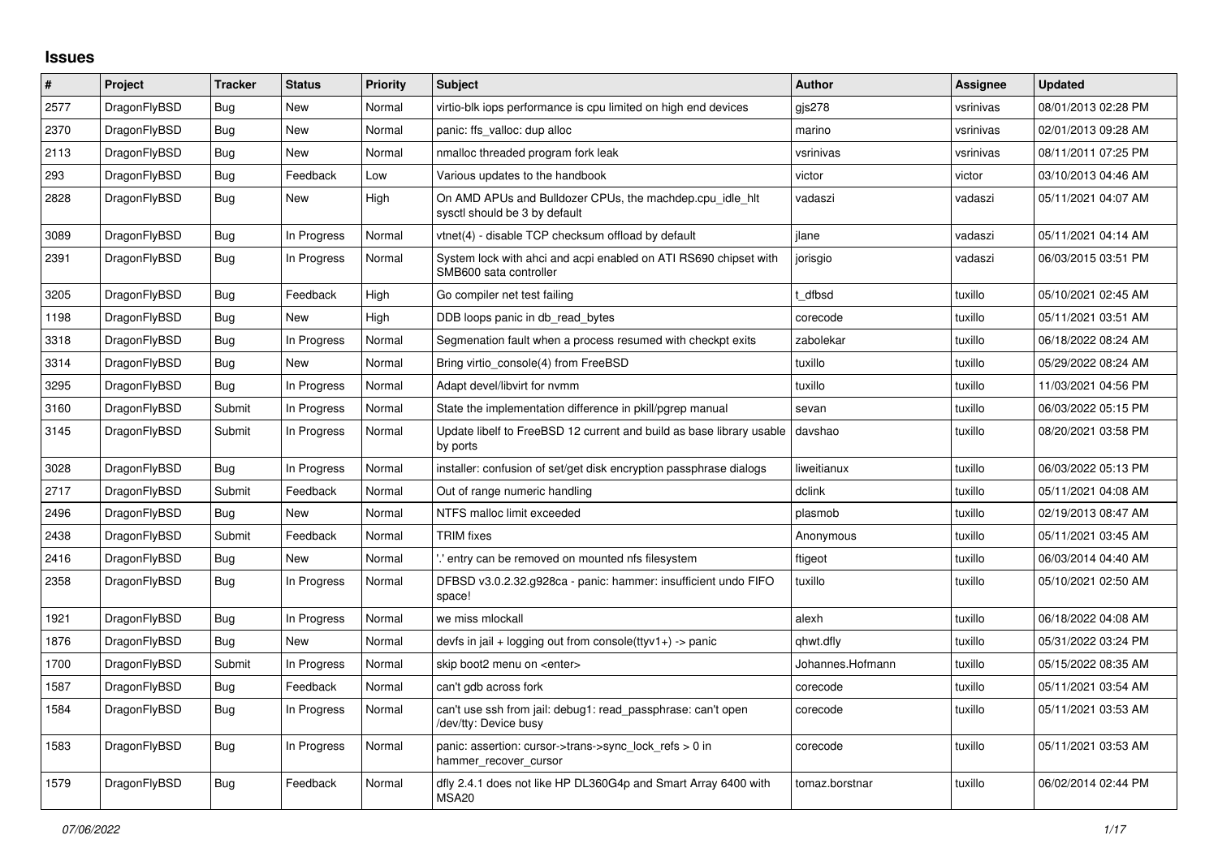## Issues

| # | Project | Tracker | Status | Priority | Subject | Author | Assignee | Updated |
|---|---|---|---|---|---|---|---|---|
| 2577 | DragonFlyBSD | Bug | New | Normal | virtio-blk iops performance is cpu limited on high end devices | gjs278 | vsrinivas | 08/01/2013 02:28 PM |
| 2370 | DragonFlyBSD | Bug | New | Normal | panic: ffs_valloc: dup alloc | marino | vsrinivas | 02/01/2013 09:28 AM |
| 2113 | DragonFlyBSD | Bug | New | Normal | nmalloc threaded program fork leak | vsrinivas | vsrinivas | 08/11/2011 07:25 PM |
| 293 | DragonFlyBSD | Bug | Feedback | Low | Various updates to the handbook | victor | victor | 03/10/2013 04:46 AM |
| 2828 | DragonFlyBSD | Bug | New | High | On AMD APUs and Bulldozer CPUs, the machdep.cpu_idle_hlt sysctl should be 3 by default | vadaszi | vadaszi | 05/11/2021 04:07 AM |
| 3089 | DragonFlyBSD | Bug | In Progress | Normal | vtnet(4) - disable TCP checksum offload by default | jlane | vadaszi | 05/11/2021 04:14 AM |
| 2391 | DragonFlyBSD | Bug | In Progress | Normal | System lock with ahci and acpi enabled on ATI RS690 chipset with SMB600 sata controller | jorisgio | vadaszi | 06/03/2015 03:51 PM |
| 3205 | DragonFlyBSD | Bug | Feedback | High | Go compiler net test failing | t_dfbsd | tuxillo | 05/10/2021 02:45 AM |
| 1198 | DragonFlyBSD | Bug | New | High | DDB loops panic in db_read_bytes | corecode | tuxillo | 05/11/2021 03:51 AM |
| 3318 | DragonFlyBSD | Bug | In Progress | Normal | Segmenation fault when a process resumed with checkpt exits | zabolekar | tuxillo | 06/18/2022 08:24 AM |
| 3314 | DragonFlyBSD | Bug | New | Normal | Bring virtio_console(4) from FreeBSD | tuxillo | tuxillo | 05/29/2022 08:24 AM |
| 3295 | DragonFlyBSD | Bug | In Progress | Normal | Adapt devel/libvirt for nvmm | tuxillo | tuxillo | 11/03/2021 04:56 PM |
| 3160 | DragonFlyBSD | Submit | In Progress | Normal | State the implementation difference in pkill/pgrep manual | sevan | tuxillo | 06/03/2022 05:15 PM |
| 3145 | DragonFlyBSD | Submit | In Progress | Normal | Update libelf to FreeBSD 12 current and build as base library usable by ports | davshao | tuxillo | 08/20/2021 03:58 PM |
| 3028 | DragonFlyBSD | Bug | In Progress | Normal | installer: confusion of set/get disk encryption passphrase dialogs | liweitianux | tuxillo | 06/03/2022 05:13 PM |
| 2717 | DragonFlyBSD | Submit | Feedback | Normal | Out of range numeric handling | dclink | tuxillo | 05/11/2021 04:08 AM |
| 2496 | DragonFlyBSD | Bug | New | Normal | NTFS malloc limit exceeded | plasmob | tuxillo | 02/19/2013 08:47 AM |
| 2438 | DragonFlyBSD | Submit | Feedback | Normal | TRIM fixes | Anonymous | tuxillo | 05/11/2021 03:45 AM |
| 2416 | DragonFlyBSD | Bug | New | Normal | '.' entry can be removed on mounted nfs filesystem | ftigeot | tuxillo | 06/03/2014 04:40 AM |
| 2358 | DragonFlyBSD | Bug | In Progress | Normal | DFBSD v3.0.2.32.g928ca - panic: hammer: insufficient undo FIFO space! | tuxillo | tuxillo | 05/10/2021 02:50 AM |
| 1921 | DragonFlyBSD | Bug | In Progress | Normal | we miss mlockall | alexh | tuxillo | 06/18/2022 04:08 AM |
| 1876 | DragonFlyBSD | Bug | New | Normal | devfs in jail + logging out from console(ttyv1+) -> panic | qhwt.dfly | tuxillo | 05/31/2022 03:24 PM |
| 1700 | DragonFlyBSD | Submit | In Progress | Normal | skip boot2 menu on <enter> | Johannes.Hofmann | tuxillo | 05/15/2022 08:35 AM |
| 1587 | DragonFlyBSD | Bug | Feedback | Normal | can't gdb across fork | corecode | tuxillo | 05/11/2021 03:54 AM |
| 1584 | DragonFlyBSD | Bug | In Progress | Normal | can't use ssh from jail: debug1: read_passphrase: can't open /dev/tty: Device busy | corecode | tuxillo | 05/11/2021 03:53 AM |
| 1583 | DragonFlyBSD | Bug | In Progress | Normal | panic: assertion: cursor->trans->sync_lock_refs > 0 in hammer_recover_cursor | corecode | tuxillo | 05/11/2021 03:53 AM |
| 1579 | DragonFlyBSD | Bug | Feedback | Normal | dfly 2.4.1 does not like HP DL360G4p and Smart Array 6400 with MSA20 | tomaz.borstnar | tuxillo | 06/02/2014 02:44 PM |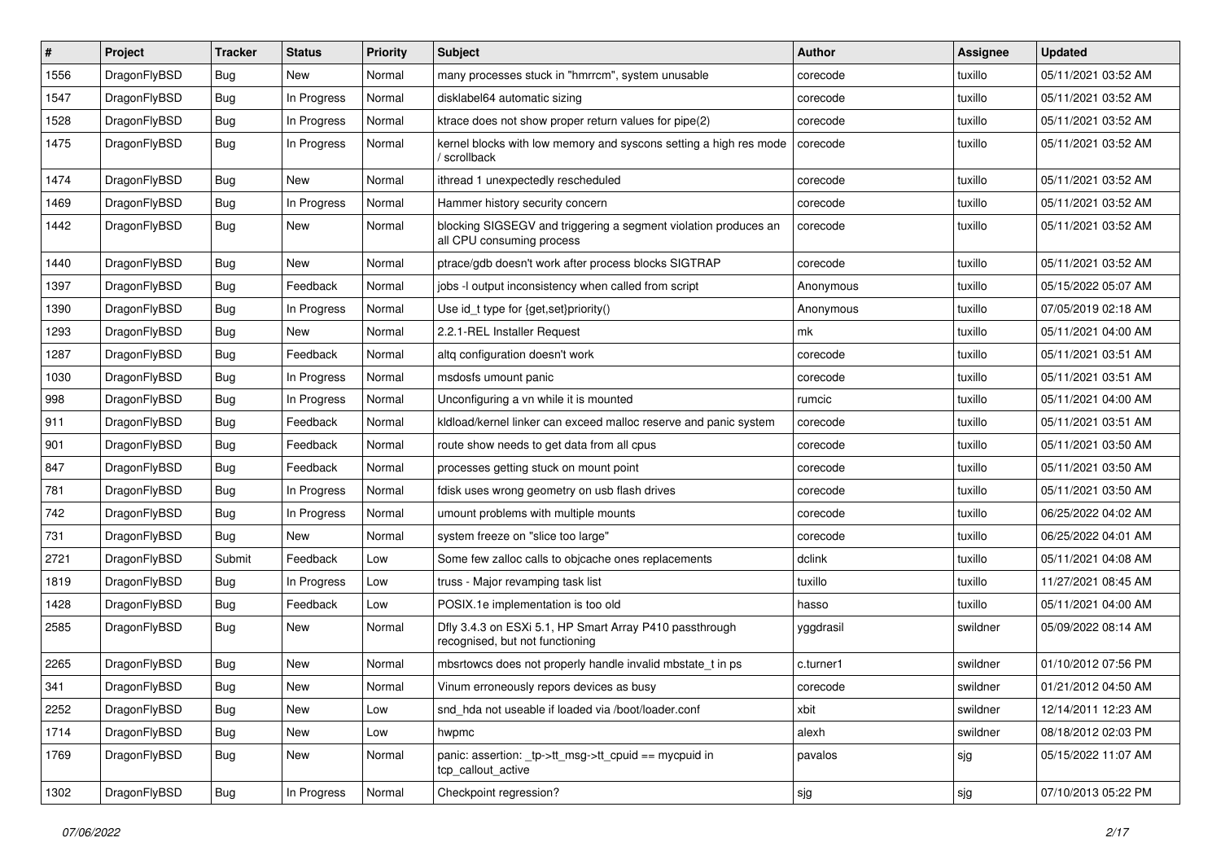| # | Project | Tracker | Status | Priority | Subject | Author | Assignee | Updated |
|---|---|---|---|---|---|---|---|---|
| 1556 | DragonFlyBSD | Bug | New | Normal | many processes stuck in "hmrrcm", system unusable | corecode | tuxillo | 05/11/2021 03:52 AM |
| 1547 | DragonFlyBSD | Bug | In Progress | Normal | disklabel64 automatic sizing | corecode | tuxillo | 05/11/2021 03:52 AM |
| 1528 | DragonFlyBSD | Bug | In Progress | Normal | ktrace does not show proper return values for pipe(2) | corecode | tuxillo | 05/11/2021 03:52 AM |
| 1475 | DragonFlyBSD | Bug | In Progress | Normal | kernel blocks with low memory and syscons setting a high res mode / scrollback | corecode | tuxillo | 05/11/2021 03:52 AM |
| 1474 | DragonFlyBSD | Bug | New | Normal | ithread 1 unexpectedly rescheduled | corecode | tuxillo | 05/11/2021 03:52 AM |
| 1469 | DragonFlyBSD | Bug | In Progress | Normal | Hammer history security concern | corecode | tuxillo | 05/11/2021 03:52 AM |
| 1442 | DragonFlyBSD | Bug | New | Normal | blocking SIGSEGV and triggering a segment violation produces an all CPU consuming process | corecode | tuxillo | 05/11/2021 03:52 AM |
| 1440 | DragonFlyBSD | Bug | New | Normal | ptrace/gdb doesn't work after process blocks SIGTRAP | corecode | tuxillo | 05/11/2021 03:52 AM |
| 1397 | DragonFlyBSD | Bug | Feedback | Normal | jobs -l output inconsistency when called from script | Anonymous | tuxillo | 05/15/2022 05:07 AM |
| 1390 | DragonFlyBSD | Bug | In Progress | Normal | Use id_t type for {get,set}priority() | Anonymous | tuxillo | 07/05/2019 02:18 AM |
| 1293 | DragonFlyBSD | Bug | New | Normal | 2.2.1-REL Installer Request | mk | tuxillo | 05/11/2021 04:00 AM |
| 1287 | DragonFlyBSD | Bug | Feedback | Normal | altq configuration doesn't work | corecode | tuxillo | 05/11/2021 03:51 AM |
| 1030 | DragonFlyBSD | Bug | In Progress | Normal | msdosfs umount panic | corecode | tuxillo | 05/11/2021 03:51 AM |
| 998 | DragonFlyBSD | Bug | In Progress | Normal | Unconfiguring a vn while it is mounted | rumcic | tuxillo | 05/11/2021 04:00 AM |
| 911 | DragonFlyBSD | Bug | Feedback | Normal | kldload/kernel linker can exceed malloc reserve and panic system | corecode | tuxillo | 05/11/2021 03:51 AM |
| 901 | DragonFlyBSD | Bug | Feedback | Normal | route show needs to get data from all cpus | corecode | tuxillo | 05/11/2021 03:50 AM |
| 847 | DragonFlyBSD | Bug | Feedback | Normal | processes getting stuck on mount point | corecode | tuxillo | 05/11/2021 03:50 AM |
| 781 | DragonFlyBSD | Bug | In Progress | Normal | fdisk uses wrong geometry on usb flash drives | corecode | tuxillo | 05/11/2021 03:50 AM |
| 742 | DragonFlyBSD | Bug | In Progress | Normal | umount problems with multiple mounts | corecode | tuxillo | 06/25/2022 04:02 AM |
| 731 | DragonFlyBSD | Bug | New | Normal | system freeze on "slice too large" | corecode | tuxillo | 06/25/2022 04:01 AM |
| 2721 | DragonFlyBSD | Submit | Feedback | Low | Some few zalloc calls to objcache ones replacements | dclink | tuxillo | 05/11/2021 04:08 AM |
| 1819 | DragonFlyBSD | Bug | In Progress | Low | truss - Major revamping task list | tuxillo | tuxillo | 11/27/2021 08:45 AM |
| 1428 | DragonFlyBSD | Bug | Feedback | Low | POSIX.1e implementation is too old | hasso | tuxillo | 05/11/2021 04:00 AM |
| 2585 | DragonFlyBSD | Bug | New | Normal | Dfly 3.4.3 on ESXi 5.1, HP Smart Array P410 passthrough recognised, but not functioning | yggdrasil | swildner | 05/09/2022 08:14 AM |
| 2265 | DragonFlyBSD | Bug | New | Normal | mbsrtowcs does not properly handle invalid mbstate_t in ps | c.turner1 | swildner | 01/10/2012 07:56 PM |
| 341 | DragonFlyBSD | Bug | New | Normal | Vinum erroneously repors devices as busy | corecode | swildner | 01/21/2012 04:50 AM |
| 2252 | DragonFlyBSD | Bug | New | Low | snd_hda not useable if loaded via /boot/loader.conf | xbit | swildner | 12/14/2011 12:23 AM |
| 1714 | DragonFlyBSD | Bug | New | Low | hwpmc | alexh | swildner | 08/18/2012 02:03 PM |
| 1769 | DragonFlyBSD | Bug | New | Normal | panic: assertion: _tp->tt_msg->tt_cpuid == mycpuid in tcp_callout_active | pavalos | sjg | 05/15/2022 11:07 AM |
| 1302 | DragonFlyBSD | Bug | In Progress | Normal | Checkpoint regression? | sjg | sjg | 07/10/2013 05:22 PM |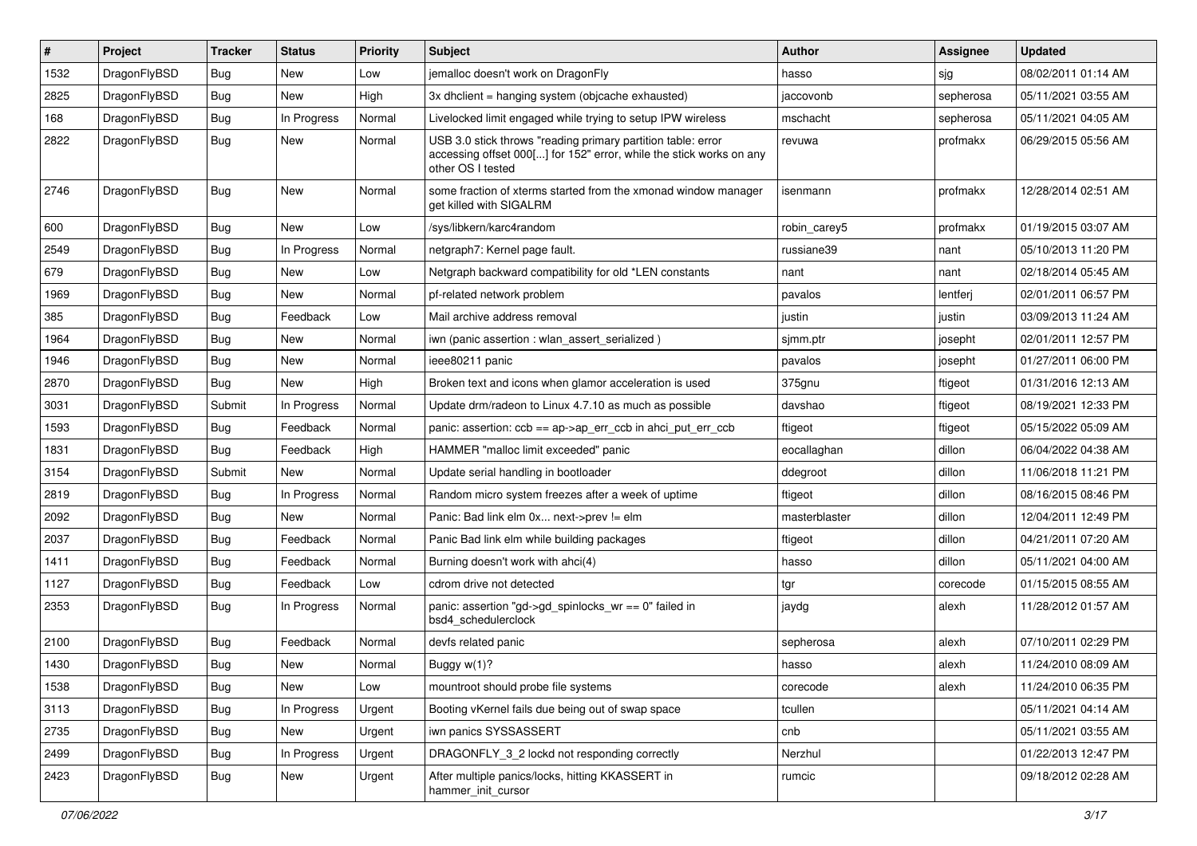| # | Project | Tracker | Status | Priority | Subject | Author | Assignee | Updated |
|---|---|---|---|---|---|---|---|---|
| 1532 | DragonFlyBSD | Bug | New | Low | jemalloc doesn't work on DragonFly | hasso | sjg | 08/02/2011 01:14 AM |
| 2825 | DragonFlyBSD | Bug | New | High | 3x dhclient = hanging system (objcache exhausted) | jaccovonb | sepherosa | 05/11/2021 03:55 AM |
| 168 | DragonFlyBSD | Bug | In Progress | Normal | Livelocked limit engaged while trying to setup IPW wireless | mschacht | sepherosa | 05/11/2021 04:05 AM |
| 2822 | DragonFlyBSD | Bug | New | Normal | USB 3.0 stick throws "reading primary partition table: error accessing offset 000[...] for 152" error, while the stick works on any other OS I tested | revuwa | profmakx | 06/29/2015 05:56 AM |
| 2746 | DragonFlyBSD | Bug | New | Normal | some fraction of xterms started from the xmonad window manager get killed with SIGALRM | isenmann | profmakx | 12/28/2014 02:51 AM |
| 600 | DragonFlyBSD | Bug | New | Low | /sys/libkern/karc4random | robin_carey5 | profmakx | 01/19/2015 03:07 AM |
| 2549 | DragonFlyBSD | Bug | In Progress | Normal | netgraph7: Kernel page fault. | russiane39 | nant | 05/10/2013 11:20 PM |
| 679 | DragonFlyBSD | Bug | New | Low | Netgraph backward compatibility for old *LEN constants | nant | nant | 02/18/2014 05:45 AM |
| 1969 | DragonFlyBSD | Bug | New | Normal | pf-related network problem | pavalos | lentferj | 02/01/2011 06:57 PM |
| 385 | DragonFlyBSD | Bug | Feedback | Low | Mail archive address removal | justin | justin | 03/09/2013 11:24 AM |
| 1964 | DragonFlyBSD | Bug | New | Normal | iwn (panic assertion : wlan_assert_serialized ) | sjmm.ptr | josepht | 02/01/2011 12:57 PM |
| 1946 | DragonFlyBSD | Bug | New | Normal | ieee80211 panic | pavalos | josepht | 01/27/2011 06:00 PM |
| 2870 | DragonFlyBSD | Bug | New | High | Broken text and icons when glamor acceleration is used | 375gnu | ftigeot | 01/31/2016 12:13 AM |
| 3031 | DragonFlyBSD | Submit | In Progress | Normal | Update drm/radeon to Linux 4.7.10 as much as possible | davshao | ftigeot | 08/19/2021 12:33 PM |
| 1593 | DragonFlyBSD | Bug | Feedback | Normal | panic: assertion: ccb == ap->ap_err_ccb in ahci_put_err_ccb | ftigeot | ftigeot | 05/15/2022 05:09 AM |
| 1831 | DragonFlyBSD | Bug | Feedback | High | HAMMER "malloc limit exceeded" panic | eocallaghan | dillon | 06/04/2022 04:38 AM |
| 3154 | DragonFlyBSD | Submit | New | Normal | Update serial handling in bootloader | ddegroot | dillon | 11/06/2018 11:21 PM |
| 2819 | DragonFlyBSD | Bug | In Progress | Normal | Random micro system freezes after a week of uptime | ftigeot | dillon | 08/16/2015 08:46 PM |
| 2092 | DragonFlyBSD | Bug | New | Normal | Panic: Bad link elm 0x... next->prev != elm | masterblaster | dillon | 12/04/2011 12:49 PM |
| 2037 | DragonFlyBSD | Bug | Feedback | Normal | Panic Bad link elm while building packages | ftigeot | dillon | 04/21/2011 07:20 AM |
| 1411 | DragonFlyBSD | Bug | Feedback | Normal | Burning doesn't work with ahci(4) | hasso | dillon | 05/11/2021 04:00 AM |
| 1127 | DragonFlyBSD | Bug | Feedback | Low | cdrom drive not detected | tgr | corecode | 01/15/2015 08:55 AM |
| 2353 | DragonFlyBSD | Bug | In Progress | Normal | panic: assertion "gd->gd_spinlocks_wr == 0" failed in bsd4_schedulerclock | jaydg | alexh | 11/28/2012 01:57 AM |
| 2100 | DragonFlyBSD | Bug | Feedback | Normal | devfs related panic | sepherosa | alexh | 07/10/2011 02:29 PM |
| 1430 | DragonFlyBSD | Bug | New | Normal | Buggy w(1)? | hasso | alexh | 11/24/2010 08:09 AM |
| 1538 | DragonFlyBSD | Bug | New | Low | mountroot should probe file systems | corecode | alexh | 11/24/2010 06:35 PM |
| 3113 | DragonFlyBSD | Bug | In Progress | Urgent | Booting vKernel fails due being out of swap space | tcullen | | 05/11/2021 04:14 AM |
| 2735 | DragonFlyBSD | Bug | New | Urgent | iwn panics SYSSASSERT | cnb | | 05/11/2021 03:55 AM |
| 2499 | DragonFlyBSD | Bug | In Progress | Urgent | DRAGONFLY_3_2 lockd not responding correctly | Nerzhul | | 01/22/2013 12:47 PM |
| 2423 | DragonFlyBSD | Bug | New | Urgent | After multiple panics/locks, hitting KKASSERT in hammer_init_cursor | rumcic | | 09/18/2012 02:28 AM |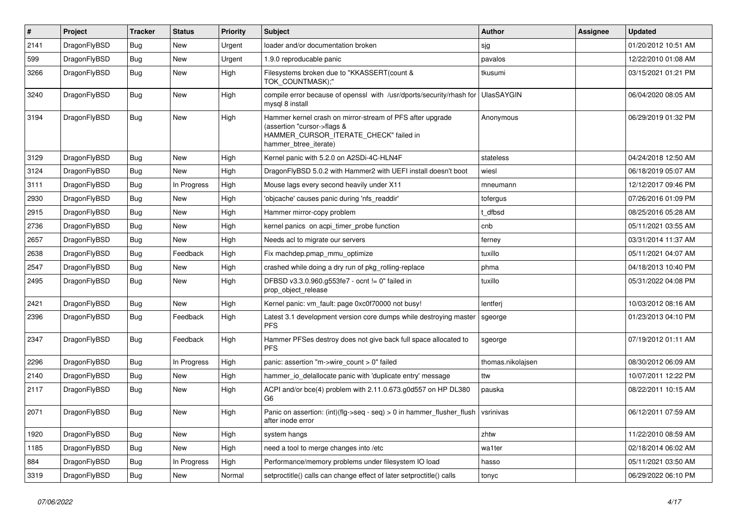| # | Project | Tracker | Status | Priority | Subject | Author | Assignee | Updated |
|---|---|---|---|---|---|---|---|---|
| 2141 | DragonFlyBSD | Bug | New | Urgent | loader and/or documentation broken | sjg | | 01/20/2012 10:51 AM |
| 599 | DragonFlyBSD | Bug | New | Urgent | 1.9.0 reproducable panic | pavalos | | 12/22/2010 01:08 AM |
| 3266 | DragonFlyBSD | Bug | New | High | Filesystems broken due to "KKASSERT(count & TOK_COUNTMASK);" | tkusumi | | 03/15/2021 01:21 PM |
| 3240 | DragonFlyBSD | Bug | New | High | compile error because of openssl with /usr/dports/security/rhash for mysql 8 install | UlasSAYGIN | | 06/04/2020 08:05 AM |
| 3194 | DragonFlyBSD | Bug | New | High | Hammer kernel crash on mirror-stream of PFS after upgrade (assertion "cursor->flags & HAMMER_CURSOR_ITERATE_CHECK" failed in hammer_btree_iterate) | Anonymous | | 06/29/2019 01:32 PM |
| 3129 | DragonFlyBSD | Bug | New | High | Kernel panic with 5.2.0 on A2SDi-4C-HLN4F | stateless | | 04/24/2018 12:50 AM |
| 3124 | DragonFlyBSD | Bug | New | High | DragonFlyBSD 5.0.2 with Hammer2 with UEFI install doesn't boot | wiesl | | 06/18/2019 05:07 AM |
| 3111 | DragonFlyBSD | Bug | In Progress | High | Mouse lags every second heavily under X11 | mneumann | | 12/12/2017 09:46 PM |
| 2930 | DragonFlyBSD | Bug | New | High | 'objcache' causes panic during 'nfs_readdir' | tofergus | | 07/26/2016 01:09 PM |
| 2915 | DragonFlyBSD | Bug | New | High | Hammer mirror-copy problem | t_dfbsd | | 08/25/2016 05:28 AM |
| 2736 | DragonFlyBSD | Bug | New | High | kernel panics on acpi_timer_probe function | cnb | | 05/11/2021 03:55 AM |
| 2657 | DragonFlyBSD | Bug | New | High | Needs acl to migrate our servers | ferney | | 03/31/2014 11:37 AM |
| 2638 | DragonFlyBSD | Bug | Feedback | High | Fix machdep.pmap_mmu_optimize | tuxillo | | 05/11/2021 04:07 AM |
| 2547 | DragonFlyBSD | Bug | New | High | crashed while doing a dry run of pkg_rolling-replace | phma | | 04/18/2013 10:40 PM |
| 2495 | DragonFlyBSD | Bug | New | High | DFBSD v3.3.0.960.g553fe7 - ocnt != 0" failed in prop_object_release | tuxillo | | 05/31/2022 04:08 PM |
| 2421 | DragonFlyBSD | Bug | New | High | Kernel panic: vm_fault: page 0xc0f70000 not busy! | lentferj | | 10/03/2012 08:16 AM |
| 2396 | DragonFlyBSD | Bug | Feedback | High | Latest 3.1 development version core dumps while destroying master PFS | sgeorge | | 01/23/2013 04:10 PM |
| 2347 | DragonFlyBSD | Bug | Feedback | High | Hammer PFSes destroy does not give back full space allocated to PFS | sgeorge | | 07/19/2012 01:11 AM |
| 2296 | DragonFlyBSD | Bug | In Progress | High | panic: assertion "m->wire_count > 0" failed | thomas.nikolajsen | | 08/30/2012 06:09 AM |
| 2140 | DragonFlyBSD | Bug | New | High | hammer_io_delallocate panic with 'duplicate entry' message | ttw | | 10/07/2011 12:22 PM |
| 2117 | DragonFlyBSD | Bug | New | High | ACPI and/or bce(4) problem with 2.11.0.673.g0d557 on HP DL380 G6 | pauska | | 08/22/2011 10:15 AM |
| 2071 | DragonFlyBSD | Bug | New | High | Panic on assertion: (int)(flg->seq - seq) > 0 in hammer_flusher_flush after inode error | vsrinivas | | 06/12/2011 07:59 AM |
| 1920 | DragonFlyBSD | Bug | New | High | system hangs | zhtw | | 11/22/2010 08:59 AM |
| 1185 | DragonFlyBSD | Bug | New | High | need a tool to merge changes into /etc | wa1ter | | 02/18/2014 06:02 AM |
| 884 | DragonFlyBSD | Bug | In Progress | High | Performance/memory problems under filesystem IO load | hasso | | 05/11/2021 03:50 AM |
| 3319 | DragonFlyBSD | Bug | New | Normal | setproctitle() calls can change effect of later setproctitle() calls | tonyc | | 06/29/2022 06:10 PM |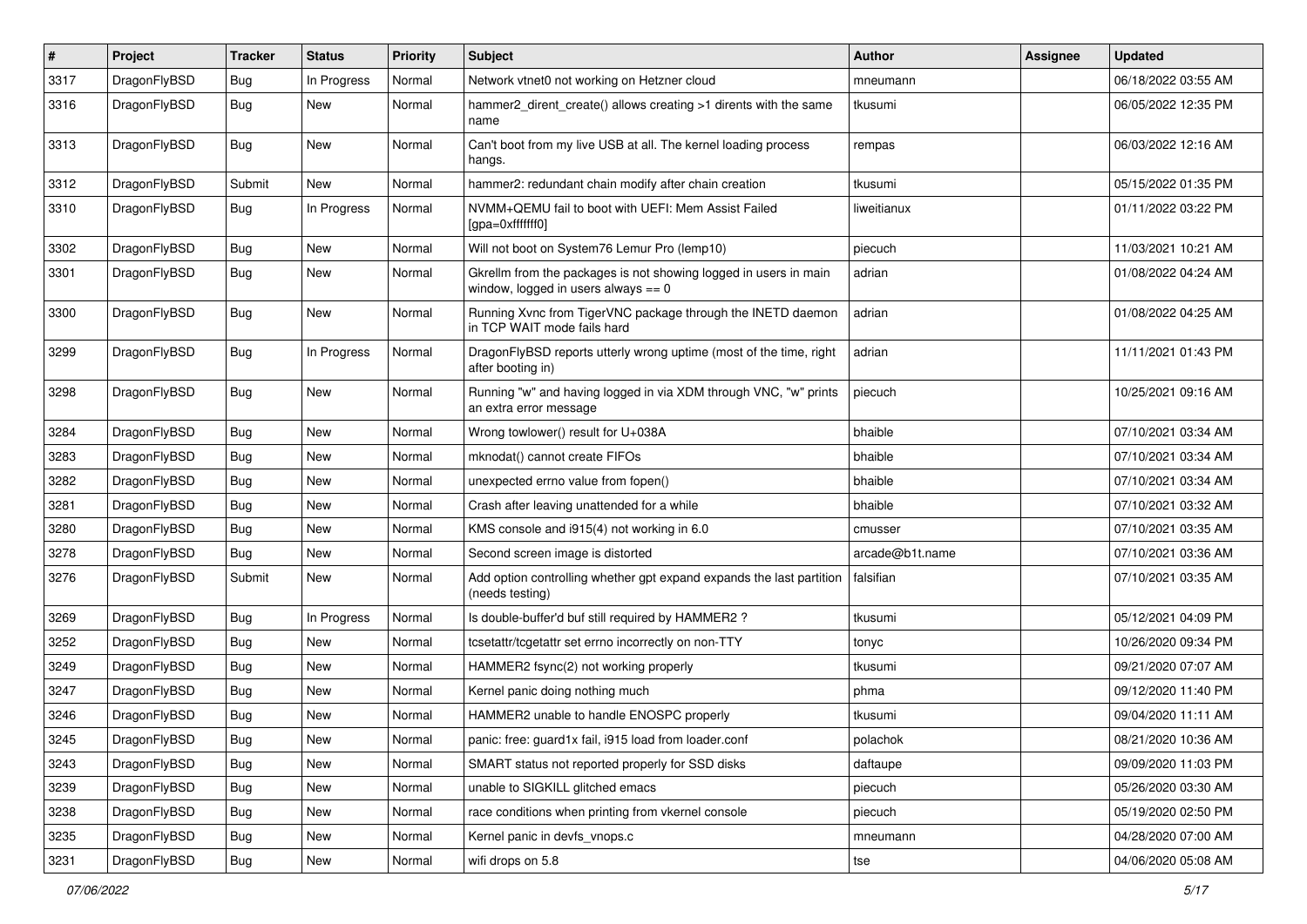| # | Project | Tracker | Status | Priority | Subject | Author | Assignee | Updated |
|---|---|---|---|---|---|---|---|---|
| 3317 | DragonFlyBSD | Bug | In Progress | Normal | Network vtnet0 not working on Hetzner cloud | mneumann | | 06/18/2022 03:55 AM |
| 3316 | DragonFlyBSD | Bug | New | Normal | hammer2_dirent_create() allows creating >1 dirents with the same name | tkusumi | | 06/05/2022 12:35 PM |
| 3313 | DragonFlyBSD | Bug | New | Normal | Can't boot from my live USB at all. The kernel loading process hangs. | rempas | | 06/03/2022 12:16 AM |
| 3312 | DragonFlyBSD | Submit | New | Normal | hammer2: redundant chain modify after chain creation | tkusumi | | 05/15/2022 01:35 PM |
| 3310 | DragonFlyBSD | Bug | In Progress | Normal | NVMM+QEMU fail to boot with UEFI: Mem Assist Failed [gpa=0xfffffff0] | liweitianux | | 01/11/2022 03:22 PM |
| 3302 | DragonFlyBSD | Bug | New | Normal | Will not boot on System76 Lemur Pro (lemp10) | piecuch | | 11/03/2021 10:21 AM |
| 3301 | DragonFlyBSD | Bug | New | Normal | Gkrellm from the packages is not showing logged in users in main window, logged in users always == 0 | adrian | | 01/08/2022 04:24 AM |
| 3300 | DragonFlyBSD | Bug | New | Normal | Running Xvnc from TigerVNC package through the INETD daemon in TCP WAIT mode fails hard | adrian | | 01/08/2022 04:25 AM |
| 3299 | DragonFlyBSD | Bug | In Progress | Normal | DragonFlyBSD reports utterly wrong uptime (most of the time, right after booting in) | adrian | | 11/11/2021 01:43 PM |
| 3298 | DragonFlyBSD | Bug | New | Normal | Running "w" and having logged in via XDM through VNC, "w" prints an extra error message | piecuch | | 10/25/2021 09:16 AM |
| 3284 | DragonFlyBSD | Bug | New | Normal | Wrong towlower() result for U+038A | bhaible | | 07/10/2021 03:34 AM |
| 3283 | DragonFlyBSD | Bug | New | Normal | mknodat() cannot create FIFOs | bhaible | | 07/10/2021 03:34 AM |
| 3282 | DragonFlyBSD | Bug | New | Normal | unexpected errno value from fopen() | bhaible | | 07/10/2021 03:34 AM |
| 3281 | DragonFlyBSD | Bug | New | Normal | Crash after leaving unattended for a while | bhaible | | 07/10/2021 03:32 AM |
| 3280 | DragonFlyBSD | Bug | New | Normal | KMS console and i915(4) not working in 6.0 | cmusser | | 07/10/2021 03:35 AM |
| 3278 | DragonFlyBSD | Bug | New | Normal | Second screen image is distorted | arcade@b1t.name | | 07/10/2021 03:36 AM |
| 3276 | DragonFlyBSD | Submit | New | Normal | Add option controlling whether gpt expand expands the last partition (needs testing) | falsifian | | 07/10/2021 03:35 AM |
| 3269 | DragonFlyBSD | Bug | In Progress | Normal | Is double-buffer'd buf still required by HAMMER2 ? | tkusumi | | 05/12/2021 04:09 PM |
| 3252 | DragonFlyBSD | Bug | New | Normal | tcsetattr/tcgetattr set errno incorrectly on non-TTY | tonyc | | 10/26/2020 09:34 PM |
| 3249 | DragonFlyBSD | Bug | New | Normal | HAMMER2 fsync(2) not working properly | tkusumi | | 09/21/2020 07:07 AM |
| 3247 | DragonFlyBSD | Bug | New | Normal | Kernel panic doing nothing much | phma | | 09/12/2020 11:40 PM |
| 3246 | DragonFlyBSD | Bug | New | Normal | HAMMER2 unable to handle ENOSPC properly | tkusumi | | 09/04/2020 11:11 AM |
| 3245 | DragonFlyBSD | Bug | New | Normal | panic: free: guard1x fail, i915 load from loader.conf | polachok | | 08/21/2020 10:36 AM |
| 3243 | DragonFlyBSD | Bug | New | Normal | SMART status not reported properly for SSD disks | daftaupe | | 09/09/2020 11:03 PM |
| 3239 | DragonFlyBSD | Bug | New | Normal | unable to SIGKILL glitched emacs | piecuch | | 05/26/2020 03:30 AM |
| 3238 | DragonFlyBSD | Bug | New | Normal | race conditions when printing from vkernel console | piecuch | | 05/19/2020 02:50 PM |
| 3235 | DragonFlyBSD | Bug | New | Normal | Kernel panic in devfs_vnops.c | mneumann | | 04/28/2020 07:00 AM |
| 3231 | DragonFlyBSD | Bug | New | Normal | wifi drops on 5.8 | tse | | 04/06/2020 05:08 AM |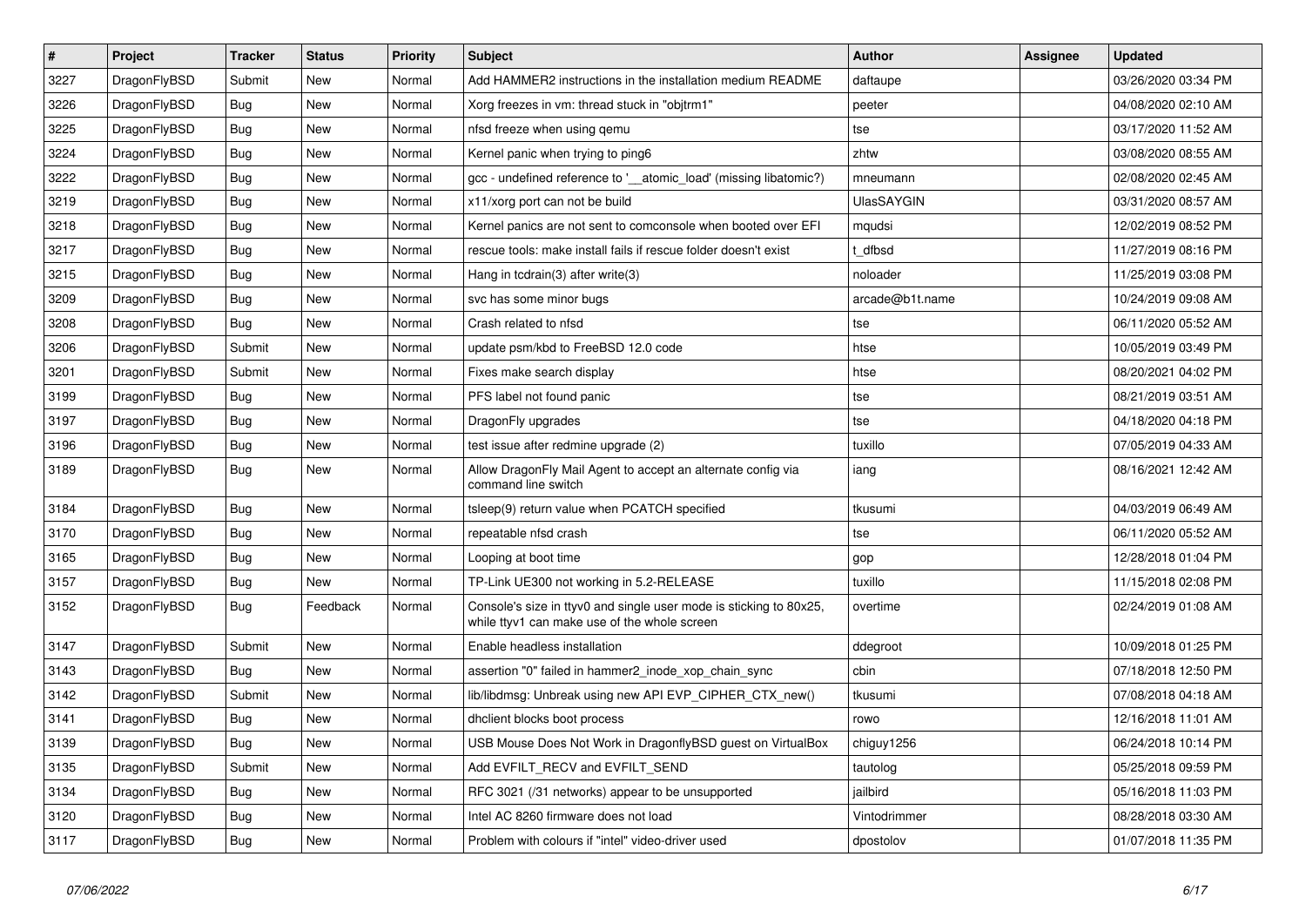| # | Project | Tracker | Status | Priority | Subject | Author | Assignee | Updated |
|---|---|---|---|---|---|---|---|---|
| 3227 | DragonFlyBSD | Submit | New | Normal | Add HAMMER2 instructions in the installation medium README | daftaupe | | 03/26/2020 03:34 PM |
| 3226 | DragonFlyBSD | Bug | New | Normal | Xorg freezes in vm: thread stuck in "objtrm1" | peeter | | 04/08/2020 02:10 AM |
| 3225 | DragonFlyBSD | Bug | New | Normal | nfsd freeze when using qemu | tse | | 03/17/2020 11:52 AM |
| 3224 | DragonFlyBSD | Bug | New | Normal | Kernel panic when trying to ping6 | zhtw | | 03/08/2020 08:55 AM |
| 3222 | DragonFlyBSD | Bug | New | Normal | gcc - undefined reference to '__atomic_load' (missing libatomic?) | mneumann | | 02/08/2020 02:45 AM |
| 3219 | DragonFlyBSD | Bug | New | Normal | x11/xorg port can not be build | UlasSAYGIN | | 03/31/2020 08:57 AM |
| 3218 | DragonFlyBSD | Bug | New | Normal | Kernel panics are not sent to comconsole when booted over EFI | mqudsi | | 12/02/2019 08:52 PM |
| 3217 | DragonFlyBSD | Bug | New | Normal | rescue tools: make install fails if rescue folder doesn't exist | t_dfbsd | | 11/27/2019 08:16 PM |
| 3215 | DragonFlyBSD | Bug | New | Normal | Hang in tcdrain(3) after write(3) | noloader | | 11/25/2019 03:08 PM |
| 3209 | DragonFlyBSD | Bug | New | Normal | svc has some minor bugs | arcade@b1t.name | | 10/24/2019 09:08 AM |
| 3208 | DragonFlyBSD | Bug | New | Normal | Crash related to nfsd | tse | | 06/11/2020 05:52 AM |
| 3206 | DragonFlyBSD | Submit | New | Normal | update psm/kbd to FreeBSD 12.0 code | htse | | 10/05/2019 03:49 PM |
| 3201 | DragonFlyBSD | Submit | New | Normal | Fixes make search display | htse | | 08/20/2021 04:02 PM |
| 3199 | DragonFlyBSD | Bug | New | Normal | PFS label not found panic | tse | | 08/21/2019 03:51 AM |
| 3197 | DragonFlyBSD | Bug | New | Normal | DragonFly upgrades | tse | | 04/18/2020 04:18 PM |
| 3196 | DragonFlyBSD | Bug | New | Normal | test issue after redmine upgrade (2) | tuxillo | | 07/05/2019 04:33 AM |
| 3189 | DragonFlyBSD | Bug | New | Normal | Allow DragonFly Mail Agent to accept an alternate config via command line switch | iang | | 08/16/2021 12:42 AM |
| 3184 | DragonFlyBSD | Bug | New | Normal | tsleep(9) return value when PCATCH specified | tkusumi | | 04/03/2019 06:49 AM |
| 3170 | DragonFlyBSD | Bug | New | Normal | repeatable nfsd crash | tse | | 06/11/2020 05:52 AM |
| 3165 | DragonFlyBSD | Bug | New | Normal | Looping at boot time | gop | | 12/28/2018 01:04 PM |
| 3157 | DragonFlyBSD | Bug | New | Normal | TP-Link UE300 not working in 5.2-RELEASE | tuxillo | | 11/15/2018 02:08 PM |
| 3152 | DragonFlyBSD | Bug | Feedback | Normal | Console's size in ttyv0 and single user mode is sticking to 80x25, while ttyv1 can make use of the whole screen | overtime | | 02/24/2019 01:08 AM |
| 3147 | DragonFlyBSD | Submit | New | Normal | Enable headless installation | ddegroot | | 10/09/2018 01:25 PM |
| 3143 | DragonFlyBSD | Bug | New | Normal | assertion "0" failed in hammer2_inode_xop_chain_sync | cbin | | 07/18/2018 12:50 PM |
| 3142 | DragonFlyBSD | Submit | New | Normal | lib/libdmsg: Unbreak using new API EVP_CIPHER_CTX_new() | tkusumi | | 07/08/2018 04:18 AM |
| 3141 | DragonFlyBSD | Bug | New | Normal | dhclient blocks boot process | rowo | | 12/16/2018 11:01 AM |
| 3139 | DragonFlyBSD | Bug | New | Normal | USB Mouse Does Not Work in DragonflyBSD guest on VirtualBox | chiguy1256 | | 06/24/2018 10:14 PM |
| 3135 | DragonFlyBSD | Submit | New | Normal | Add EVFILT_RECV and EVFILT_SEND | tautolog | | 05/25/2018 09:59 PM |
| 3134 | DragonFlyBSD | Bug | New | Normal | RFC 3021 (/31 networks) appear to be unsupported | jailbird | | 05/16/2018 11:03 PM |
| 3120 | DragonFlyBSD | Bug | New | Normal | Intel AC 8260 firmware does not load | Vintodrimmer | | 08/28/2018 03:30 AM |
| 3117 | DragonFlyBSD | Bug | New | Normal | Problem with colours if "intel" video-driver used | dpostolov | | 01/07/2018 11:35 PM |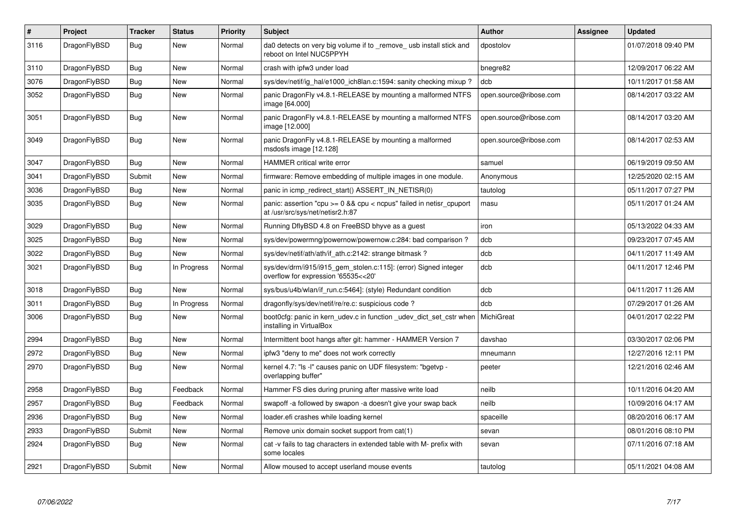| # | Project | Tracker | Status | Priority | Subject | Author | Assignee | Updated |
|---|---|---|---|---|---|---|---|---|
| 3116 | DragonFlyBSD | Bug | New | Normal | da0 detects on very big volume if to _remove_ usb install stick and reboot on Intel NUC5PPYH | dpostolov | | 01/07/2018 09:40 PM |
| 3110 | DragonFlyBSD | Bug | New | Normal | crash with ipfw3 under load | bnegre82 | | 12/09/2017 06:22 AM |
| 3076 | DragonFlyBSD | Bug | New | Normal | sys/dev/netif/ig_hal/e1000_ich8lan.c:1594: sanity checking mixup ? | dcb | | 10/11/2017 01:58 AM |
| 3052 | DragonFlyBSD | Bug | New | Normal | panic DragonFly v4.8.1-RELEASE by mounting a malformed NTFS image [64.000] | open.source@ribose.com | | 08/14/2017 03:22 AM |
| 3051 | DragonFlyBSD | Bug | New | Normal | panic DragonFly v4.8.1-RELEASE by mounting a malformed NTFS image [12.000] | open.source@ribose.com | | 08/14/2017 03:20 AM |
| 3049 | DragonFlyBSD | Bug | New | Normal | panic DragonFly v4.8.1-RELEASE by mounting a malformed msdosfs image [12.128] | open.source@ribose.com | | 08/14/2017 02:53 AM |
| 3047 | DragonFlyBSD | Bug | New | Normal | HAMMER critical write error | samuel | | 06/19/2019 09:50 AM |
| 3041 | DragonFlyBSD | Submit | New | Normal | firmware: Remove embedding of multiple images in one module. | Anonymous | | 12/25/2020 02:15 AM |
| 3036 | DragonFlyBSD | Bug | New | Normal | panic in icmp_redirect_start() ASSERT_IN_NETISR(0) | tautolog | | 05/11/2017 07:27 PM |
| 3035 | DragonFlyBSD | Bug | New | Normal | panic: assertion "cpu >= 0 && cpu < ncpus" failed in netisr_cpuport at /usr/src/sys/net/netisr2.h:87 | masu | | 05/11/2017 01:24 AM |
| 3029 | DragonFlyBSD | Bug | New | Normal | Running DflyBSD 4.8 on FreeBSD bhyve as a guest | iron | | 05/13/2022 04:33 AM |
| 3025 | DragonFlyBSD | Bug | New | Normal | sys/dev/powermng/powernow/powernow.c:284: bad comparison ? | dcb | | 09/23/2017 07:45 AM |
| 3022 | DragonFlyBSD | Bug | New | Normal | sys/dev/netif/ath/ath/if_ath.c:2142: strange bitmask ? | dcb | | 04/11/2017 11:49 AM |
| 3021 | DragonFlyBSD | Bug | In Progress | Normal | sys/dev/drm/i915/i915_gem_stolen.c:115]: (error) Signed integer overflow for expression '65535<<20' | dcb | | 04/11/2017 12:46 PM |
| 3018 | DragonFlyBSD | Bug | New | Normal | sys/bus/u4b/wlan/if_run.c:5464]: (style) Redundant condition | dcb | | 04/11/2017 11:26 AM |
| 3011 | DragonFlyBSD | Bug | In Progress | Normal | dragonfly/sys/dev/netif/re/re.c: suspicious code ? | dcb | | 07/29/2017 01:26 AM |
| 3006 | DragonFlyBSD | Bug | New | Normal | boot0cfg: panic in kern_udev.c in function _udev_dict_set_cstr when installing in VirtualBox | MichiGreat | | 04/01/2017 02:22 PM |
| 2994 | DragonFlyBSD | Bug | New | Normal | Intermittent boot hangs after git: hammer - HAMMER Version 7 | davshao | | 03/30/2017 02:06 PM |
| 2972 | DragonFlyBSD | Bug | New | Normal | ipfw3 "deny to me" does not work correctly | mneumann | | 12/27/2016 12:11 PM |
| 2970 | DragonFlyBSD | Bug | New | Normal | kernel 4.7: "ls -l" causes panic on UDF filesystem: "bgetvp - overlapping buffer" | peeter | | 12/21/2016 02:46 AM |
| 2958 | DragonFlyBSD | Bug | Feedback | Normal | Hammer FS dies during pruning after massive write load | neilb | | 10/11/2016 04:20 AM |
| 2957 | DragonFlyBSD | Bug | Feedback | Normal | swapoff -a followed by swapon -a doesn't give your swap back | neilb | | 10/09/2016 04:17 AM |
| 2936 | DragonFlyBSD | Bug | New | Normal | loader.efi crashes while loading kernel | spaceille | | 08/20/2016 06:17 AM |
| 2933 | DragonFlyBSD | Submit | New | Normal | Remove unix domain socket support from cat(1) | sevan | | 08/01/2016 08:10 PM |
| 2924 | DragonFlyBSD | Bug | New | Normal | cat -v fails to tag characters in extended table with M- prefix with some locales | sevan | | 07/11/2016 07:18 AM |
| 2921 | DragonFlyBSD | Submit | New | Normal | Allow moused to accept userland mouse events | tautolog | | 05/11/2021 04:08 AM |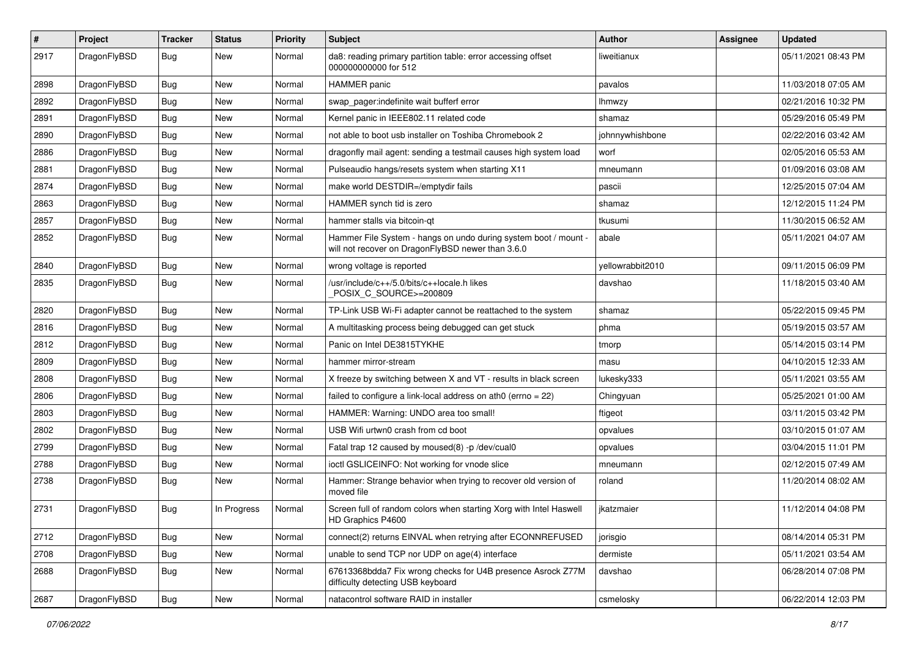| # | Project | Tracker | Status | Priority | Subject | Author | Assignee | Updated |
|---|---|---|---|---|---|---|---|---|
| 2917 | DragonFlyBSD | Bug | New | Normal | da8: reading primary partition table: error accessing offset 000000000000 for 512 | liweitianux | | 05/11/2021 08:43 PM |
| 2898 | DragonFlyBSD | Bug | New | Normal | HAMMER panic | pavalos | | 11/03/2018 07:05 AM |
| 2892 | DragonFlyBSD | Bug | New | Normal | swap_pager:indefinite wait bufferf error | lhmwzy | | 02/21/2016 10:32 PM |
| 2891 | DragonFlyBSD | Bug | New | Normal | Kernel panic in IEEE802.11 related code | shamaz | | 05/29/2016 05:49 PM |
| 2890 | DragonFlyBSD | Bug | New | Normal | not able to boot usb installer on Toshiba Chromebook 2 | johnnywhishbone | | 02/22/2016 03:42 AM |
| 2886 | DragonFlyBSD | Bug | New | Normal | dragonfly mail agent: sending a testmail causes high system load | worf | | 02/05/2016 05:53 AM |
| 2881 | DragonFlyBSD | Bug | New | Normal | Pulseaudio hangs/resets system when starting X11 | mneumann | | 01/09/2016 03:08 AM |
| 2874 | DragonFlyBSD | Bug | New | Normal | make world DESTDIR=/emptydir fails | pascii | | 12/25/2015 07:04 AM |
| 2863 | DragonFlyBSD | Bug | New | Normal | HAMMER synch tid is zero | shamaz | | 12/12/2015 11:24 PM |
| 2857 | DragonFlyBSD | Bug | New | Normal | hammer stalls via bitcoin-qt | tkusumi | | 11/30/2015 06:52 AM |
| 2852 | DragonFlyBSD | Bug | New | Normal | Hammer File System - hangs on undo during system boot / mount - will not recover on DragonFlyBSD newer than 3.6.0 | abale | | 05/11/2021 04:07 AM |
| 2840 | DragonFlyBSD | Bug | New | Normal | wrong voltage is reported | yellowrabbit2010 | | 09/11/2015 06:09 PM |
| 2835 | DragonFlyBSD | Bug | New | Normal | /usr/include/c++/5.0/bits/c++locale.h likes _POSIX_C_SOURCE>=200809 | davshao | | 11/18/2015 03:40 AM |
| 2820 | DragonFlyBSD | Bug | New | Normal | TP-Link USB Wi-Fi adapter cannot be reattached to the system | shamaz | | 05/22/2015 09:45 PM |
| 2816 | DragonFlyBSD | Bug | New | Normal | A multitasking process being debugged can get stuck | phma | | 05/19/2015 03:57 AM |
| 2812 | DragonFlyBSD | Bug | New | Normal | Panic on Intel DE3815TYKHE | tmorp | | 05/14/2015 03:14 PM |
| 2809 | DragonFlyBSD | Bug | New | Normal | hammer mirror-stream | masu | | 04/10/2015 12:33 AM |
| 2808 | DragonFlyBSD | Bug | New | Normal | X freeze by switching between X and VT - results in black screen | lukesky333 | | 05/11/2021 03:55 AM |
| 2806 | DragonFlyBSD | Bug | New | Normal | failed to configure a link-local address on ath0 (errno = 22) | Chingyuan | | 05/25/2021 01:00 AM |
| 2803 | DragonFlyBSD | Bug | New | Normal | HAMMER: Warning: UNDO area too small! | ftigeot | | 03/11/2015 03:42 PM |
| 2802 | DragonFlyBSD | Bug | New | Normal | USB Wifi urtwn0 crash from cd boot | opvalues | | 03/10/2015 01:07 AM |
| 2799 | DragonFlyBSD | Bug | New | Normal | Fatal trap 12 caused by moused(8) -p /dev/cual0 | opvalues | | 03/04/2015 11:01 PM |
| 2788 | DragonFlyBSD | Bug | New | Normal | ioctl GSLICEINFO: Not working for vnode slice | mneumann | | 02/12/2015 07:49 AM |
| 2738 | DragonFlyBSD | Bug | New | Normal | Hammer: Strange behavior when trying to recover old version of moved file | roland | | 11/20/2014 08:02 AM |
| 2731 | DragonFlyBSD | Bug | In Progress | Normal | Screen full of random colors when starting Xorg with Intel Haswell HD Graphics P4600 | jkatzmaier | | 11/12/2014 04:08 PM |
| 2712 | DragonFlyBSD | Bug | New | Normal | connect(2) returns EINVAL when retrying after ECONNREFUSED | jorisgio | | 08/14/2014 05:31 PM |
| 2708 | DragonFlyBSD | Bug | New | Normal | unable to send TCP nor UDP on age(4) interface | dermiste | | 05/11/2021 03:54 AM |
| 2688 | DragonFlyBSD | Bug | New | Normal | 67613368bdda7 Fix wrong checks for U4B presence Asrock Z77M difficulty detecting USB keyboard | davshao | | 06/28/2014 07:08 PM |
| 2687 | DragonFlyBSD | Bug | New | Normal | natacontrol software RAID in installer | csmelosky | | 06/22/2014 12:03 PM |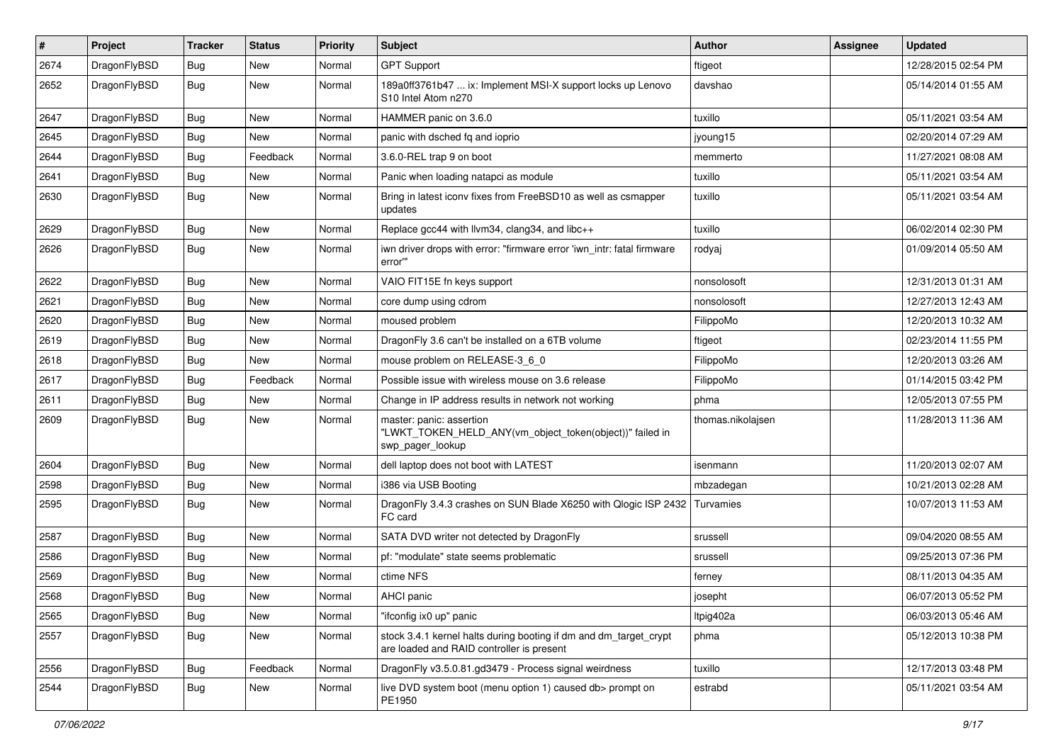| # | Project | Tracker | Status | Priority | Subject | Author | Assignee | Updated |
|---|---|---|---|---|---|---|---|---|
| 2674 | DragonFlyBSD | Bug | New | Normal | GPT Support | ftigeot | | 12/28/2015 02:54 PM |
| 2652 | DragonFlyBSD | Bug | New | Normal | 189a0ff3761b47 ... ix: Implement MSI-X support locks up Lenovo S10 Intel Atom n270 | davshao | | 05/14/2014 01:55 AM |
| 2647 | DragonFlyBSD | Bug | New | Normal | HAMMER panic on 3.6.0 | tuxillo | | 05/11/2021 03:54 AM |
| 2645 | DragonFlyBSD | Bug | New | Normal | panic with dsched fq and ioprio | jyoung15 | | 02/20/2014 07:29 AM |
| 2644 | DragonFlyBSD | Bug | Feedback | Normal | 3.6.0-REL trap 9 on boot | memmerto | | 11/27/2021 08:08 AM |
| 2641 | DragonFlyBSD | Bug | New | Normal | Panic when loading natapci as module | tuxillo | | 05/11/2021 03:54 AM |
| 2630 | DragonFlyBSD | Bug | New | Normal | Bring in latest iconv fixes from FreeBSD10 as well as csmapper updates | tuxillo | | 05/11/2021 03:54 AM |
| 2629 | DragonFlyBSD | Bug | New | Normal | Replace gcc44 with llvm34, clang34, and libc++ | tuxillo | | 06/02/2014 02:30 PM |
| 2626 | DragonFlyBSD | Bug | New | Normal | iwn driver drops with error: "firmware error 'iwn_intr: fatal firmware error'" | rodyaj | | 01/09/2014 05:50 AM |
| 2622 | DragonFlyBSD | Bug | New | Normal | VAIO FIT15E fn keys support | nonsolosoft | | 12/31/2013 01:31 AM |
| 2621 | DragonFlyBSD | Bug | New | Normal | core dump using cdrom | nonsolosoft | | 12/27/2013 12:43 AM |
| 2620 | DragonFlyBSD | Bug | New | Normal | moused problem | FilippoMo | | 12/20/2013 10:32 AM |
| 2619 | DragonFlyBSD | Bug | New | Normal | DragonFly 3.6 can't be installed on a 6TB volume | ftigeot | | 02/23/2014 11:55 PM |
| 2618 | DragonFlyBSD | Bug | New | Normal | mouse problem on RELEASE-3_6_0 | FilippoMo | | 12/20/2013 03:26 AM |
| 2617 | DragonFlyBSD | Bug | Feedback | Normal | Possible issue with wireless mouse on 3.6 release | FilippoMo | | 01/14/2015 03:42 PM |
| 2611 | DragonFlyBSD | Bug | New | Normal | Change in IP address results in network not working | phma | | 12/05/2013 07:55 PM |
| 2609 | DragonFlyBSD | Bug | New | Normal | master: panic: assertion "LWKT_TOKEN_HELD_ANY(vm_object_token(object))" failed in swp_pager_lookup | thomas.nikolajsen | | 11/28/2013 11:36 AM |
| 2604 | DragonFlyBSD | Bug | New | Normal | dell laptop does not boot with LATEST | isenmann | | 11/20/2013 02:07 AM |
| 2598 | DragonFlyBSD | Bug | New | Normal | i386 via USB Booting | mbzadegan | | 10/21/2013 02:28 AM |
| 2595 | DragonFlyBSD | Bug | New | Normal | DragonFly 3.4.3 crashes on SUN Blade X6250 with Qlogic ISP 2432 FC card | Turvamies | | 10/07/2013 11:53 AM |
| 2587 | DragonFlyBSD | Bug | New | Normal | SATA DVD writer not detected by DragonFly | srussell | | 09/04/2020 08:55 AM |
| 2586 | DragonFlyBSD | Bug | New | Normal | pf: "modulate" state seems problematic | srussell | | 09/25/2013 07:36 PM |
| 2569 | DragonFlyBSD | Bug | New | Normal | ctime NFS | ferney | | 08/11/2013 04:35 AM |
| 2568 | DragonFlyBSD | Bug | New | Normal | AHCI panic | josepht | | 06/07/2013 05:52 PM |
| 2565 | DragonFlyBSD | Bug | New | Normal | "ifconfig ix0 up" panic | ltpig402a | | 06/03/2013 05:46 AM |
| 2557 | DragonFlyBSD | Bug | New | Normal | stock 3.4.1 kernel halts during booting if dm and dm_target_crypt are loaded and RAID controller is present | phma | | 05/12/2013 10:38 PM |
| 2556 | DragonFlyBSD | Bug | Feedback | Normal | DragonFly v3.5.0.81.gd3479 - Process signal weirdness | tuxillo | | 12/17/2013 03:48 PM |
| 2544 | DragonFlyBSD | Bug | New | Normal | live DVD system boot (menu option 1) caused db> prompt on PE1950 | estrabd | | 05/11/2021 03:54 AM |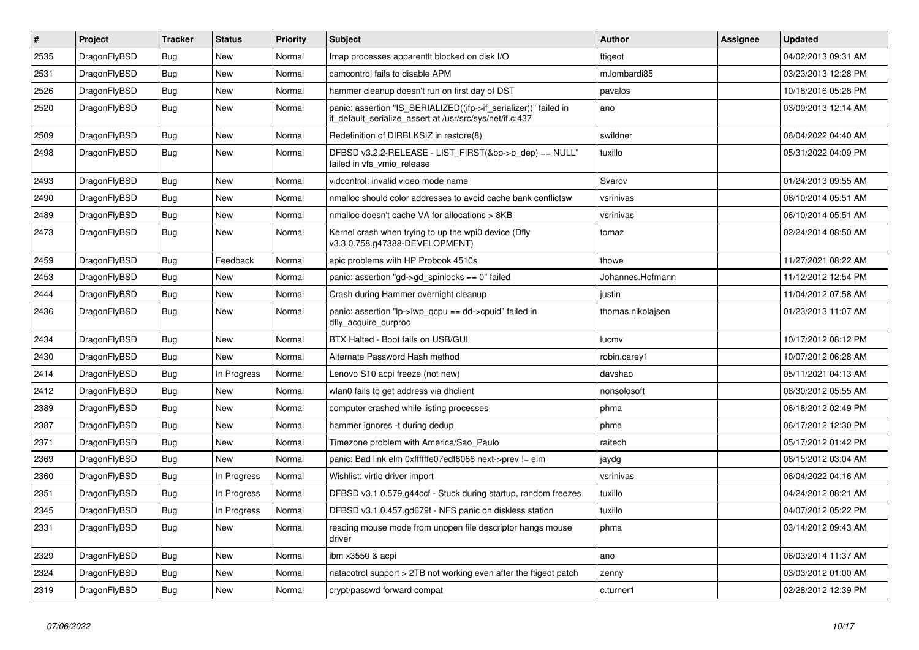| # | Project | Tracker | Status | Priority | Subject | Author | Assignee | Updated |
|---|---|---|---|---|---|---|---|---|
| 2535 | DragonFlyBSD | Bug | New | Normal | Imap processes apparentlt blocked on disk I/O | ftigeot | | 04/02/2013 09:31 AM |
| 2531 | DragonFlyBSD | Bug | New | Normal | camcontrol fails to disable APM | m.lombardi85 | | 03/23/2013 12:28 PM |
| 2526 | DragonFlyBSD | Bug | New | Normal | hammer cleanup doesn't run on first day of DST | pavalos | | 10/18/2016 05:28 PM |
| 2520 | DragonFlyBSD | Bug | New | Normal | panic: assertion "IS_SERIALIZED((ifp->if_serializer))" failed in if_default_serialize_assert at /usr/src/sys/net/if.c:437 | ano | | 03/09/2013 12:14 AM |
| 2509 | DragonFlyBSD | Bug | New | Normal | Redefinition of DIRBLKSIZ in restore(8) | swildner | | 06/04/2022 04:40 AM |
| 2498 | DragonFlyBSD | Bug | New | Normal | DFBSD v3.2.2-RELEASE - LIST_FIRST(&bp->b_dep) == NULL" failed in vfs_vmio_release | tuxillo | | 05/31/2022 04:09 PM |
| 2493 | DragonFlyBSD | Bug | New | Normal | vidcontrol: invalid video mode name | Svarov | | 01/24/2013 09:55 AM |
| 2490 | DragonFlyBSD | Bug | New | Normal | nmalloc should color addresses to avoid cache bank conflictsw | vsrinivas | | 06/10/2014 05:51 AM |
| 2489 | DragonFlyBSD | Bug | New | Normal | nmalloc doesn't cache VA for allocations > 8KB | vsrinivas | | 06/10/2014 05:51 AM |
| 2473 | DragonFlyBSD | Bug | New | Normal | Kernel crash when trying to up the wpi0 device (Dfly v3.3.0.758.g47388-DEVELOPMENT) | tomaz | | 02/24/2014 08:50 AM |
| 2459 | DragonFlyBSD | Bug | Feedback | Normal | apic problems with HP Probook 4510s | thowe | | 11/27/2021 08:22 AM |
| 2453 | DragonFlyBSD | Bug | New | Normal | panic: assertion "gd->gd_spinlocks == 0" failed | Johannes.Hofmann | | 11/12/2012 12:54 PM |
| 2444 | DragonFlyBSD | Bug | New | Normal | Crash during Hammer overnight cleanup | justin | | 11/04/2012 07:58 AM |
| 2436 | DragonFlyBSD | Bug | New | Normal | panic: assertion "lp->lwp_qcpu == dd->cpuid" failed in dfly_acquire_curproc | thomas.nikolajsen | | 01/23/2013 11:07 AM |
| 2434 | DragonFlyBSD | Bug | New | Normal | BTX Halted - Boot fails on USB/GUI | lucmv | | 10/17/2012 08:12 PM |
| 2430 | DragonFlyBSD | Bug | New | Normal | Alternate Password Hash method | robin.carey1 | | 10/07/2012 06:28 AM |
| 2414 | DragonFlyBSD | Bug | In Progress | Normal | Lenovo S10 acpi freeze (not new) | davshao | | 05/11/2021 04:13 AM |
| 2412 | DragonFlyBSD | Bug | New | Normal | wlan0 fails to get address via dhclient | nonsolosoft | | 08/30/2012 05:55 AM |
| 2389 | DragonFlyBSD | Bug | New | Normal | computer crashed while listing processes | phma | | 06/18/2012 02:49 PM |
| 2387 | DragonFlyBSD | Bug | New | Normal | hammer ignores -t during dedup | phma | | 06/17/2012 12:30 PM |
| 2371 | DragonFlyBSD | Bug | New | Normal | Timezone problem with America/Sao_Paulo | raitech | | 05/17/2012 01:42 PM |
| 2369 | DragonFlyBSD | Bug | New | Normal | panic: Bad link elm 0xffffffe07edf6068 next->prev != elm | jaydg | | 08/15/2012 03:04 AM |
| 2360 | DragonFlyBSD | Bug | In Progress | Normal | Wishlist: virtio driver import | vsrinivas | | 06/04/2022 04:16 AM |
| 2351 | DragonFlyBSD | Bug | In Progress | Normal | DFBSD v3.1.0.579.g44ccf - Stuck during startup, random freezes | tuxillo | | 04/24/2012 08:21 AM |
| 2345 | DragonFlyBSD | Bug | In Progress | Normal | DFBSD v3.1.0.457.gd679f - NFS panic on diskless station | tuxillo | | 04/07/2012 05:22 PM |
| 2331 | DragonFlyBSD | Bug | New | Normal | reading mouse mode from unopen file descriptor hangs mouse driver | phma | | 03/14/2012 09:43 AM |
| 2329 | DragonFlyBSD | Bug | New | Normal | ibm x3550 & acpi | ano | | 06/03/2014 11:37 AM |
| 2324 | DragonFlyBSD | Bug | New | Normal | natacotrol support > 2TB not working even after the ftigeot patch | zenny | | 03/03/2012 01:00 AM |
| 2319 | DragonFlyBSD | Bug | New | Normal | crypt/passwd forward compat | c.turner1 | | 02/28/2012 12:39 PM |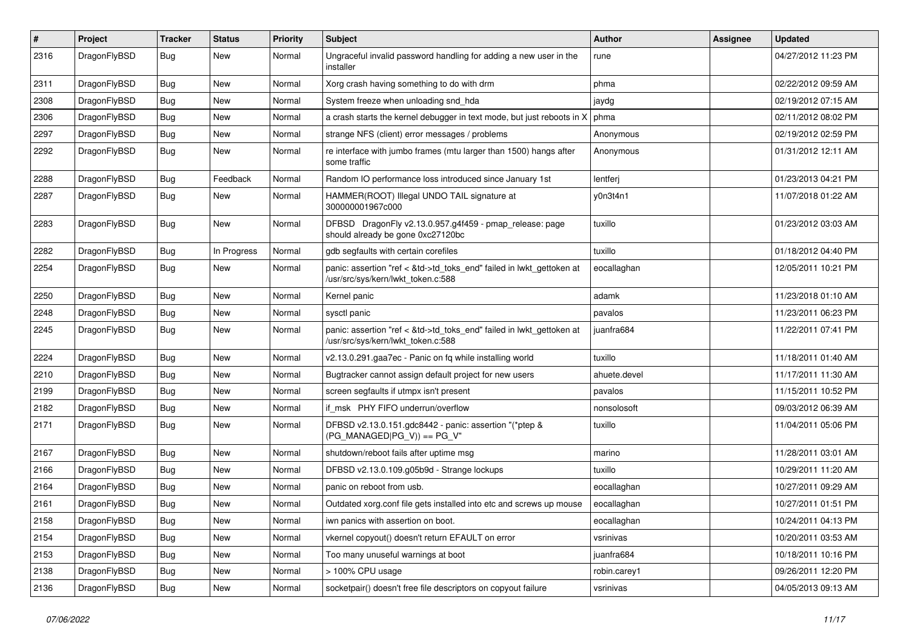| # | Project | Tracker | Status | Priority | Subject | Author | Assignee | Updated |
|---|---|---|---|---|---|---|---|---|
| 2316 | DragonFlyBSD | Bug | New | Normal | Ungraceful invalid password handling for adding a new user in the installer | rune | | 04/27/2012 11:23 PM |
| 2311 | DragonFlyBSD | Bug | New | Normal | Xorg crash having something to do with drm | phma | | 02/22/2012 09:59 AM |
| 2308 | DragonFlyBSD | Bug | New | Normal | System freeze when unloading snd_hda | jaydg | | 02/19/2012 07:15 AM |
| 2306 | DragonFlyBSD | Bug | New | Normal | a crash starts the kernel debugger in text mode, but just reboots in X | phma | | 02/11/2012 08:02 PM |
| 2297 | DragonFlyBSD | Bug | New | Normal | strange NFS (client) error messages / problems | Anonymous | | 02/19/2012 02:59 PM |
| 2292 | DragonFlyBSD | Bug | New | Normal | re interface with jumbo frames (mtu larger than 1500) hangs after some traffic | Anonymous | | 01/31/2012 12:11 AM |
| 2288 | DragonFlyBSD | Bug | Feedback | Normal | Random IO performance loss introduced since January 1st | lentferj | | 01/23/2013 04:21 PM |
| 2287 | DragonFlyBSD | Bug | New | Normal | HAMMER(ROOT) Illegal UNDO TAIL signature at 300000001967c000 | y0n3t4n1 | | 11/07/2018 01:22 AM |
| 2283 | DragonFlyBSD | Bug | New | Normal | DFBSD DragonFly v2.13.0.957.g4f459 - pmap_release: page should already be gone 0xc27120bc | tuxillo | | 01/23/2012 03:03 AM |
| 2282 | DragonFlyBSD | Bug | In Progress | Normal | gdb segfaults with certain corefiles | tuxillo | | 01/18/2012 04:40 PM |
| 2254 | DragonFlyBSD | Bug | New | Normal | panic: assertion "ref < &td->td_toks_end" failed in lwkt_gettoken at /usr/src/sys/kern/lwkt_token.c:588 | eocallaghan | | 12/05/2011 10:21 PM |
| 2250 | DragonFlyBSD | Bug | New | Normal | Kernel panic | adamk | | 11/23/2018 01:10 AM |
| 2248 | DragonFlyBSD | Bug | New | Normal | sysctl panic | pavalos | | 11/23/2011 06:23 PM |
| 2245 | DragonFlyBSD | Bug | New | Normal | panic: assertion "ref < &td->td_toks_end" failed in lwkt_gettoken at /usr/src/sys/kern/lwkt_token.c:588 | juanfra684 | | 11/22/2011 07:41 PM |
| 2224 | DragonFlyBSD | Bug | New | Normal | v2.13.0.291.gaa7ec - Panic on fq while installing world | tuxillo | | 11/18/2011 01:40 AM |
| 2210 | DragonFlyBSD | Bug | New | Normal | Bugtracker cannot assign default project for new users | ahuete.devel | | 11/17/2011 11:30 AM |
| 2199 | DragonFlyBSD | Bug | New | Normal | screen segfaults if utmpx isn't present | pavalos | | 11/15/2011 10:52 PM |
| 2182 | DragonFlyBSD | Bug | New | Normal | if_msk PHY FIFO underrun/overflow | nonsolosoft | | 09/03/2012 06:39 AM |
| 2171 | DragonFlyBSD | Bug | New | Normal | DFBSD v2.13.0.151.gdc8442 - panic: assertion "(*ptep & (PG_MANAGED\|PG_V)) == PG_V" | tuxillo | | 11/04/2011 05:06 PM |
| 2167 | DragonFlyBSD | Bug | New | Normal | shutdown/reboot fails after uptime msg | marino | | 11/28/2011 03:01 AM |
| 2166 | DragonFlyBSD | Bug | New | Normal | DFBSD v2.13.0.109.g05b9d - Strange lockups | tuxillo | | 10/29/2011 11:20 AM |
| 2164 | DragonFlyBSD | Bug | New | Normal | panic on reboot from usb. | eocallaghan | | 10/27/2011 09:29 AM |
| 2161 | DragonFlyBSD | Bug | New | Normal | Outdated xorg.conf file gets installed into etc and screws up mouse | eocallaghan | | 10/27/2011 01:51 PM |
| 2158 | DragonFlyBSD | Bug | New | Normal | iwn panics with assertion on boot. | eocallaghan | | 10/24/2011 04:13 PM |
| 2154 | DragonFlyBSD | Bug | New | Normal | vkernel copyout() doesn't return EFAULT on error | vsrinivas | | 10/20/2011 03:53 AM |
| 2153 | DragonFlyBSD | Bug | New | Normal | Too many unuseful warnings at boot | juanfra684 | | 10/18/2011 10:16 PM |
| 2138 | DragonFlyBSD | Bug | New | Normal | > 100% CPU usage | robin.carey1 | | 09/26/2011 12:20 PM |
| 2136 | DragonFlyBSD | Bug | New | Normal | socketpair() doesn't free file descriptors on copyout failure | vsrinivas | | 04/05/2013 09:13 AM |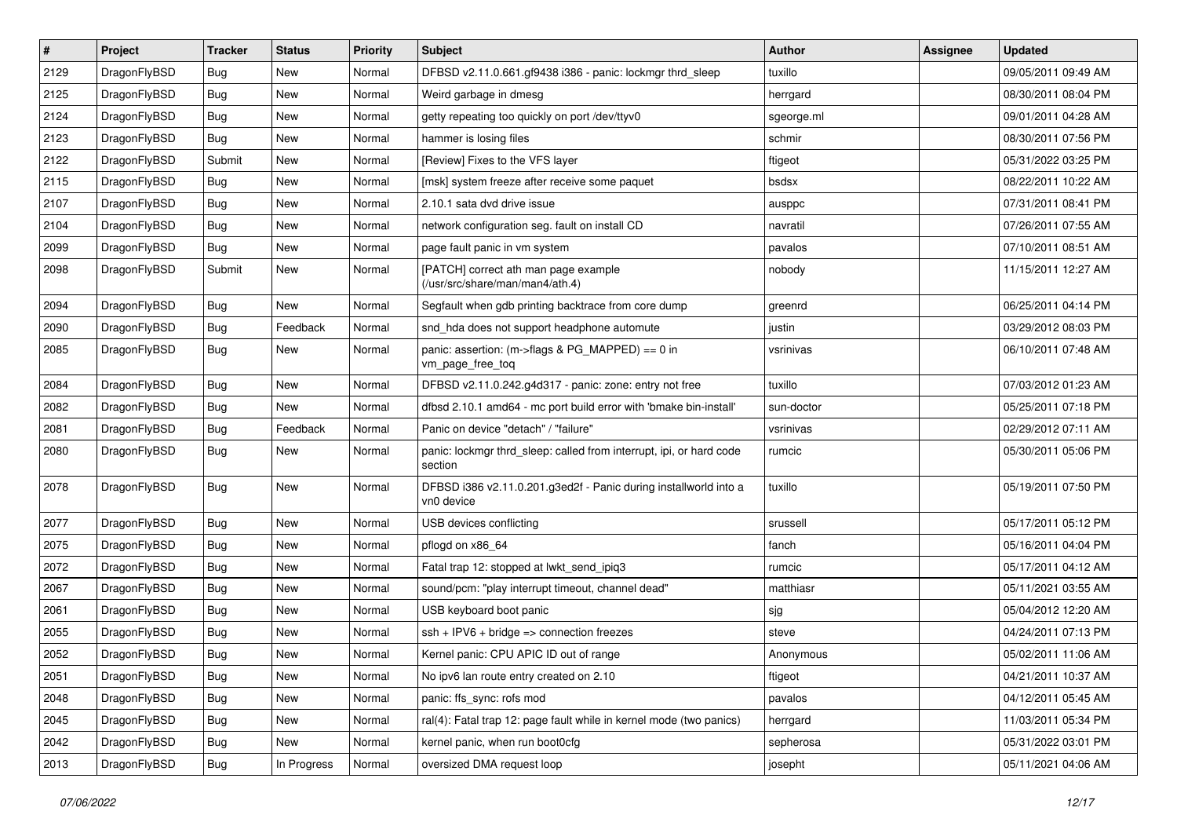| # | Project | Tracker | Status | Priority | Subject | Author | Assignee | Updated |
|---|---|---|---|---|---|---|---|---|
| 2129 | DragonFlyBSD | Bug | New | Normal | DFBSD v2.11.0.661.gf9438 i386 - panic: lockmgr thrd_sleep | tuxillo | | 09/05/2011 09:49 AM |
| 2125 | DragonFlyBSD | Bug | New | Normal | Weird garbage in dmesg | herrgard | | 08/30/2011 08:04 PM |
| 2124 | DragonFlyBSD | Bug | New | Normal | getty repeating too quickly on port /dev/ttyv0 | sgeorge.ml | | 09/01/2011 04:28 AM |
| 2123 | DragonFlyBSD | Bug | New | Normal | hammer is losing files | schmir | | 08/30/2011 07:56 PM |
| 2122 | DragonFlyBSD | Submit | New | Normal | [Review] Fixes to the VFS layer | ftigeot | | 05/31/2022 03:25 PM |
| 2115 | DragonFlyBSD | Bug | New | Normal | [msk] system freeze after receive some paquet | bsdsx | | 08/22/2011 10:22 AM |
| 2107 | DragonFlyBSD | Bug | New | Normal | 2.10.1 sata dvd drive issue | ausppc | | 07/31/2011 08:41 PM |
| 2104 | DragonFlyBSD | Bug | New | Normal | network configuration seg. fault on install CD | navratil | | 07/26/2011 07:55 AM |
| 2099 | DragonFlyBSD | Bug | New | Normal | page fault panic in vm system | pavalos | | 07/10/2011 08:51 AM |
| 2098 | DragonFlyBSD | Submit | New | Normal | [PATCH] correct ath man page example (/usr/src/share/man/man4/ath.4) | nobody | | 11/15/2011 12:27 AM |
| 2094 | DragonFlyBSD | Bug | New | Normal | Segfault when gdb printing backtrace from core dump | greenrd | | 06/25/2011 04:14 PM |
| 2090 | DragonFlyBSD | Bug | Feedback | Normal | snd_hda does not support headphone automute | justin | | 03/29/2012 08:03 PM |
| 2085 | DragonFlyBSD | Bug | New | Normal | panic: assertion: (m->flags & PG_MAPPED) == 0 in vm_page_free_toq | vsrinivas | | 06/10/2011 07:48 AM |
| 2084 | DragonFlyBSD | Bug | New | Normal | DFBSD v2.11.0.242.g4d317 - panic: zone: entry not free | tuxillo | | 07/03/2012 01:23 AM |
| 2082 | DragonFlyBSD | Bug | New | Normal | dfbsd 2.10.1 amd64 - mc port build error with 'bmake bin-install' | sun-doctor | | 05/25/2011 07:18 PM |
| 2081 | DragonFlyBSD | Bug | Feedback | Normal | Panic on device "detach" / "failure" | vsrinivas | | 02/29/2012 07:11 AM |
| 2080 | DragonFlyBSD | Bug | New | Normal | panic: lockmgr thrd_sleep: called from interrupt, ipi, or hard code section | rumcic | | 05/30/2011 05:06 PM |
| 2078 | DragonFlyBSD | Bug | New | Normal | DFBSD i386 v2.11.0.201.g3ed2f - Panic during installworld into a vn0 device | tuxillo | | 05/19/2011 07:50 PM |
| 2077 | DragonFlyBSD | Bug | New | Normal | USB devices conflicting | srussell | | 05/17/2011 05:12 PM |
| 2075 | DragonFlyBSD | Bug | New | Normal | pflogd on x86_64 | fanch | | 05/16/2011 04:04 PM |
| 2072 | DragonFlyBSD | Bug | New | Normal | Fatal trap 12: stopped at lwkt_send_ipiq3 | rumcic | | 05/17/2011 04:12 AM |
| 2067 | DragonFlyBSD | Bug | New | Normal | sound/pcm: "play interrupt timeout, channel dead" | matthiasr | | 05/11/2021 03:55 AM |
| 2061 | DragonFlyBSD | Bug | New | Normal | USB keyboard boot panic | sjg | | 05/04/2012 12:20 AM |
| 2055 | DragonFlyBSD | Bug | New | Normal | ssh + IPV6 + bridge => connection freezes | steve | | 04/24/2011 07:13 PM |
| 2052 | DragonFlyBSD | Bug | New | Normal | Kernel panic: CPU APIC ID out of range | Anonymous | | 05/02/2011 11:06 AM |
| 2051 | DragonFlyBSD | Bug | New | Normal | No ipv6 lan route entry created on 2.10 | ftigeot | | 04/21/2011 10:37 AM |
| 2048 | DragonFlyBSD | Bug | New | Normal | panic: ffs_sync: rofs mod | pavalos | | 04/12/2011 05:45 AM |
| 2045 | DragonFlyBSD | Bug | New | Normal | ral(4): Fatal trap 12: page fault while in kernel mode (two panics) | herrgard | | 11/03/2011 05:34 PM |
| 2042 | DragonFlyBSD | Bug | New | Normal | kernel panic, when run boot0cfg | sepherosa | | 05/31/2022 03:01 PM |
| 2013 | DragonFlyBSD | Bug | In Progress | Normal | oversized DMA request loop | josepht | | 05/11/2021 04:06 AM |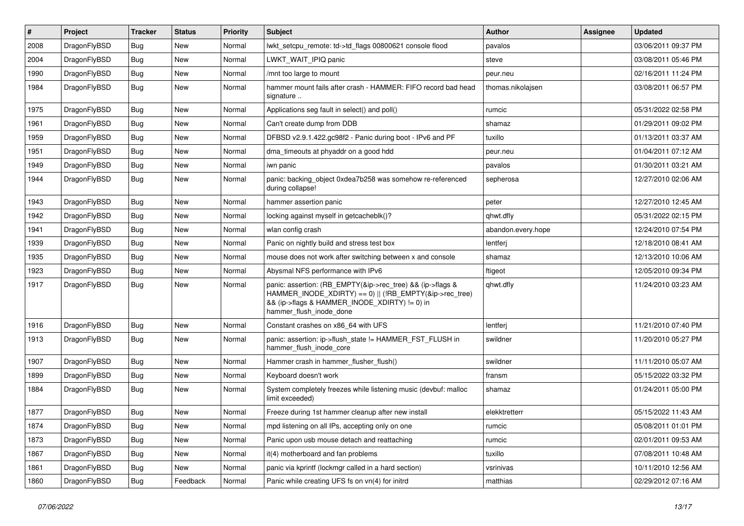| # | Project | Tracker | Status | Priority | Subject | Author | Assignee | Updated |
| --- | --- | --- | --- | --- | --- | --- | --- | --- |
| 2008 | DragonFlyBSD | Bug | New | Normal | lwkt_setcpu_remote: td->td_flags 00800621 console flood | pavalos | | 03/06/2011 09:37 PM |
| 2004 | DragonFlyBSD | Bug | New | Normal | LWKT_WAIT_IPIQ panic | steve | | 03/08/2011 05:46 PM |
| 1990 | DragonFlyBSD | Bug | New | Normal | /mnt too large to mount | peur.neu | | 02/16/2011 11:24 PM |
| 1984 | DragonFlyBSD | Bug | New | Normal | hammer mount fails after crash - HAMMER: FIFO record bad head signature .. | thomas.nikolajsen | | 03/08/2011 06:57 PM |
| 1975 | DragonFlyBSD | Bug | New | Normal | Applications seg fault in select() and poll() | rumcic | | 05/31/2022 02:58 PM |
| 1961 | DragonFlyBSD | Bug | New | Normal | Can't create dump from DDB | shamaz | | 01/29/2011 09:02 PM |
| 1959 | DragonFlyBSD | Bug | New | Normal | DFBSD v2.9.1.422.gc98f2 - Panic during boot - IPv6 and PF | tuxillo | | 01/13/2011 03:37 AM |
| 1951 | DragonFlyBSD | Bug | New | Normal | dma_timeouts at phyaddr on a good hdd | peur.neu | | 01/04/2011 07:12 AM |
| 1949 | DragonFlyBSD | Bug | New | Normal | iwn panic | pavalos | | 01/30/2011 03:21 AM |
| 1944 | DragonFlyBSD | Bug | New | Normal | panic: backing_object 0xdea7b258 was somehow re-referenced during collapse! | sepherosa | | 12/27/2010 02:06 AM |
| 1943 | DragonFlyBSD | Bug | New | Normal | hammer assertion panic | peter | | 12/27/2010 12:45 AM |
| 1942 | DragonFlyBSD | Bug | New | Normal | locking against myself in getcacheblk()? | qhwt.dfly | | 05/31/2022 02:15 PM |
| 1941 | DragonFlyBSD | Bug | New | Normal | wlan config crash | abandon.every.hope | | 12/24/2010 07:54 PM |
| 1939 | DragonFlyBSD | Bug | New | Normal | Panic on nightly build and stress test box | lentferj | | 12/18/2010 08:41 AM |
| 1935 | DragonFlyBSD | Bug | New | Normal | mouse does not work after switching between x and console | shamaz | | 12/13/2010 10:06 AM |
| 1923 | DragonFlyBSD | Bug | New | Normal | Abysmal NFS performance with IPv6 | ftigeot | | 12/05/2010 09:34 PM |
| 1917 | DragonFlyBSD | Bug | New | Normal | panic: assertion: (RB_EMPTY(&ip->rec_tree) && (ip->flags & HAMMER_INODE_XDIRTY) == 0) \|\| (!RB_EMPTY(&ip->rec_tree) && (ip->flags & HAMMER_INODE_XDIRTY) != 0) in hammer_flush_inode_done | qhwt.dfly | | 11/24/2010 03:23 AM |
| 1916 | DragonFlyBSD | Bug | New | Normal | Constant crashes on x86_64 with UFS | lentferj | | 11/21/2010 07:40 PM |
| 1913 | DragonFlyBSD | Bug | New | Normal | panic: assertion: ip->flush_state != HAMMER_FST_FLUSH in hammer_flush_inode_core | swildner | | 11/20/2010 05:27 PM |
| 1907 | DragonFlyBSD | Bug | New | Normal | Hammer crash in hammer_flusher_flush() | swildner | | 11/11/2010 05:07 AM |
| 1899 | DragonFlyBSD | Bug | New | Normal | Keyboard doesn't work | fransm | | 05/15/2022 03:32 PM |
| 1884 | DragonFlyBSD | Bug | New | Normal | System completely freezes while listening music (devbuf: malloc limit exceeded) | shamaz | | 01/24/2011 05:00 PM |
| 1877 | DragonFlyBSD | Bug | New | Normal | Freeze during 1st hammer cleanup after new install | elekktretterr | | 05/15/2022 11:43 AM |
| 1874 | DragonFlyBSD | Bug | New | Normal | mpd listening on all IPs, accepting only on one | rumcic | | 05/08/2011 01:01 PM |
| 1873 | DragonFlyBSD | Bug | New | Normal | Panic upon usb mouse detach and reattaching | rumcic | | 02/01/2011 09:53 AM |
| 1867 | DragonFlyBSD | Bug | New | Normal | it(4) motherboard and fan problems | tuxillo | | 07/08/2011 10:48 AM |
| 1861 | DragonFlyBSD | Bug | New | Normal | panic via kprintf (lockmgr called in a hard section) | vsrinivas | | 10/11/2010 12:56 AM |
| 1860 | DragonFlyBSD | Bug | Feedback | Normal | Panic while creating UFS fs on vn(4) for initrd | matthias | | 02/29/2012 07:16 AM |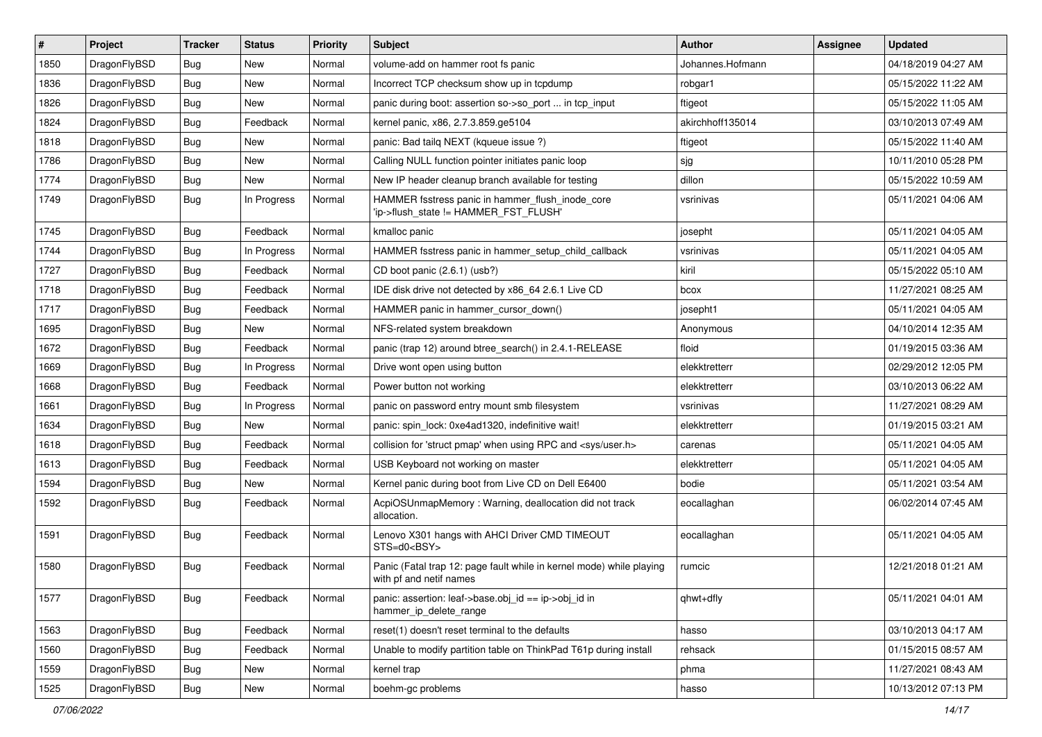| # | Project | Tracker | Status | Priority | Subject | Author | Assignee | Updated |
|---|---|---|---|---|---|---|---|---|
| 1850 | DragonFlyBSD | Bug | New | Normal | volume-add on hammer root fs panic | Johannes.Hofmann | | 04/18/2019 04:27 AM |
| 1836 | DragonFlyBSD | Bug | New | Normal | Incorrect TCP checksum show up in tcpdump | robgar1 | | 05/15/2022 11:22 AM |
| 1826 | DragonFlyBSD | Bug | New | Normal | panic during boot: assertion so->so_port ... in tcp_input | ftigeot | | 05/15/2022 11:05 AM |
| 1824 | DragonFlyBSD | Bug | Feedback | Normal | kernel panic, x86, 2.7.3.859.ge5104 | akirchhoff135014 | | 03/10/2013 07:49 AM |
| 1818 | DragonFlyBSD | Bug | New | Normal | panic: Bad tailq NEXT (kqueue issue ?) | ftigeot | | 05/15/2022 11:40 AM |
| 1786 | DragonFlyBSD | Bug | New | Normal | Calling NULL function pointer initiates panic loop | sjg | | 10/11/2010 05:28 PM |
| 1774 | DragonFlyBSD | Bug | New | Normal | New IP header cleanup branch available for testing | dillon | | 05/15/2022 10:59 AM |
| 1749 | DragonFlyBSD | Bug | In Progress | Normal | HAMMER fsstress panic in hammer_flush_inode_core 'ip->flush_state != HAMMER_FST_FLUSH' | vsrinivas | | 05/11/2021 04:06 AM |
| 1745 | DragonFlyBSD | Bug | Feedback | Normal | kmalloc panic | josepht | | 05/11/2021 04:05 AM |
| 1744 | DragonFlyBSD | Bug | In Progress | Normal | HAMMER fsstress panic in hammer_setup_child_callback | vsrinivas | | 05/11/2021 04:05 AM |
| 1727 | DragonFlyBSD | Bug | Feedback | Normal | CD boot panic (2.6.1) (usb?) | kiril | | 05/15/2022 05:10 AM |
| 1718 | DragonFlyBSD | Bug | Feedback | Normal | IDE disk drive not detected by x86_64 2.6.1 Live CD | bcox | | 11/27/2021 08:25 AM |
| 1717 | DragonFlyBSD | Bug | Feedback | Normal | HAMMER panic in hammer_cursor_down() | josepht1 | | 05/11/2021 04:05 AM |
| 1695 | DragonFlyBSD | Bug | New | Normal | NFS-related system breakdown | Anonymous | | 04/10/2014 12:35 AM |
| 1672 | DragonFlyBSD | Bug | Feedback | Normal | panic (trap 12) around btree_search() in 2.4.1-RELEASE | floid | | 01/19/2015 03:36 AM |
| 1669 | DragonFlyBSD | Bug | In Progress | Normal | Drive wont open using button | elekktretterr | | 02/29/2012 12:05 PM |
| 1668 | DragonFlyBSD | Bug | Feedback | Normal | Power button not working | elekktretterr | | 03/10/2013 06:22 AM |
| 1661 | DragonFlyBSD | Bug | In Progress | Normal | panic on password entry mount smb filesystem | vsrinivas | | 11/27/2021 08:29 AM |
| 1634 | DragonFlyBSD | Bug | New | Normal | panic: spin_lock: 0xe4ad1320, indefinitive wait! | elekktretterr | | 01/19/2015 03:21 AM |
| 1618 | DragonFlyBSD | Bug | Feedback | Normal | collision for 'struct pmap' when using RPC and <sys/user.h> | carenas | | 05/11/2021 04:05 AM |
| 1613 | DragonFlyBSD | Bug | Feedback | Normal | USB Keyboard not working on master | elekktretterr | | 05/11/2021 04:05 AM |
| 1594 | DragonFlyBSD | Bug | New | Normal | Kernel panic during boot from Live CD on Dell E6400 | bodie | | 05/11/2021 03:54 AM |
| 1592 | DragonFlyBSD | Bug | Feedback | Normal | AcpiOSUnmapMemory : Warning, deallocation did not track allocation. | eocallaghan | | 06/02/2014 07:45 AM |
| 1591 | DragonFlyBSD | Bug | Feedback | Normal | Lenovo X301 hangs with AHCI Driver CMD TIMEOUT STS=d0<BSY> | eocallaghan | | 05/11/2021 04:05 AM |
| 1580 | DragonFlyBSD | Bug | Feedback | Normal | Panic (Fatal trap 12: page fault while in kernel mode) while playing with pf and netif names | rumcic | | 12/21/2018 01:21 AM |
| 1577 | DragonFlyBSD | Bug | Feedback | Normal | panic: assertion: leaf->base.obj_id == ip->obj_id in hammer_ip_delete_range | qhwt+dfly | | 05/11/2021 04:01 AM |
| 1563 | DragonFlyBSD | Bug | Feedback | Normal | reset(1) doesn't reset terminal to the defaults | hasso | | 03/10/2013 04:17 AM |
| 1560 | DragonFlyBSD | Bug | Feedback | Normal | Unable to modify partition table on ThinkPad T61p during install | rehsack | | 01/15/2015 08:57 AM |
| 1559 | DragonFlyBSD | Bug | New | Normal | kernel trap | phma | | 11/27/2021 08:43 AM |
| 1525 | DragonFlyBSD | Bug | New | Normal | boehm-gc problems | hasso | | 10/13/2012 07:13 PM |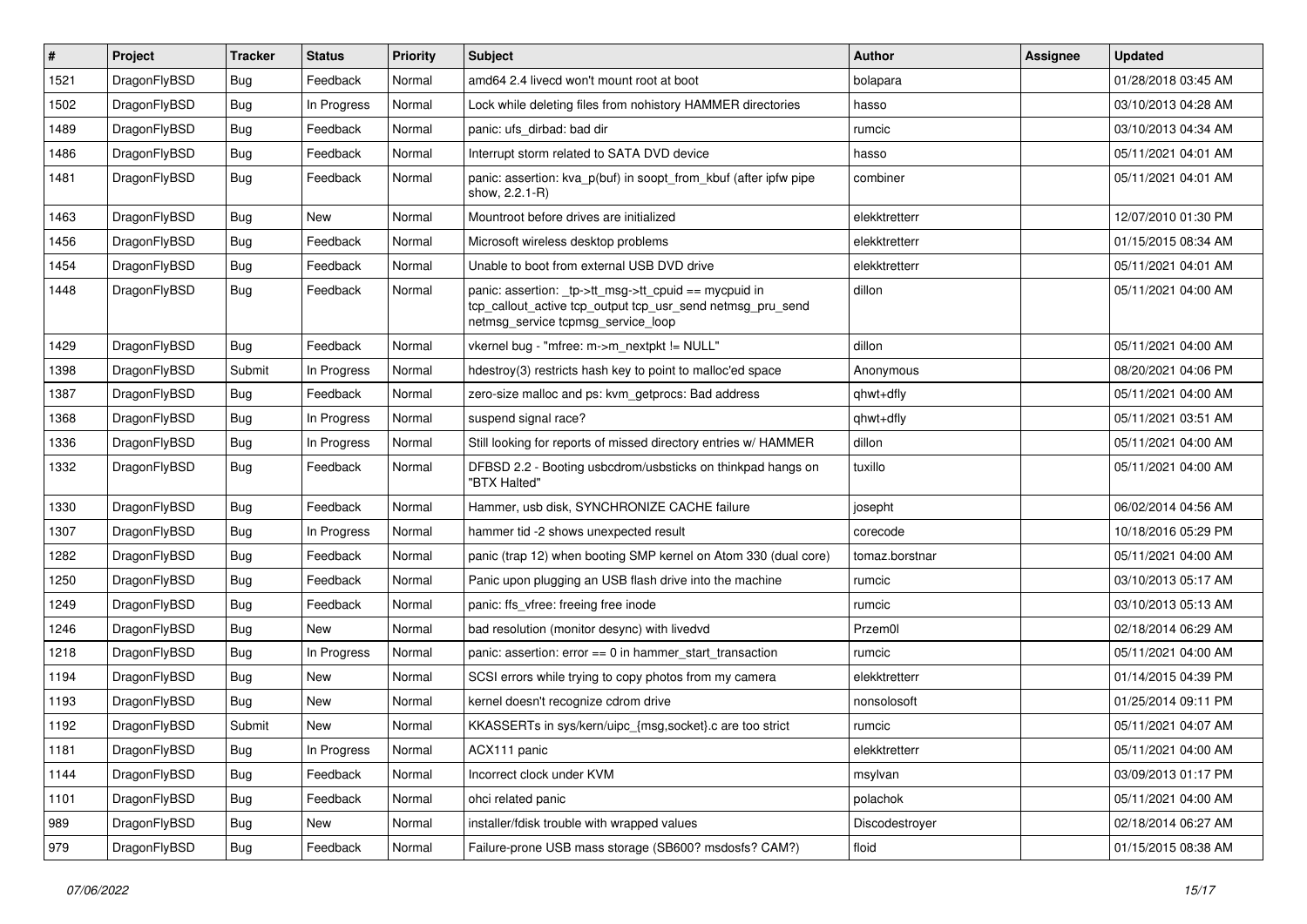| # | Project | Tracker | Status | Priority | Subject | Author | Assignee | Updated |
|---|---|---|---|---|---|---|---|---|
| 1521 | DragonFlyBSD | Bug | Feedback | Normal | amd64 2.4 livecd won't mount root at boot | bolapara | | 01/28/2018 03:45 AM |
| 1502 | DragonFlyBSD | Bug | In Progress | Normal | Lock while deleting files from nohistory HAMMER directories | hasso | | 03/10/2013 04:28 AM |
| 1489 | DragonFlyBSD | Bug | Feedback | Normal | panic: ufs_dirbad: bad dir | rumcic | | 03/10/2013 04:34 AM |
| 1486 | DragonFlyBSD | Bug | Feedback | Normal | Interrupt storm related to SATA DVD device | hasso | | 05/11/2021 04:01 AM |
| 1481 | DragonFlyBSD | Bug | Feedback | Normal | panic: assertion: kva_p(buf) in soopt_from_kbuf (after ipfw pipe show, 2.2.1-R) | combiner | | 05/11/2021 04:01 AM |
| 1463 | DragonFlyBSD | Bug | New | Normal | Mountroot before drives are initialized | elekktretterr | | 12/07/2010 01:30 PM |
| 1456 | DragonFlyBSD | Bug | Feedback | Normal | Microsoft wireless desktop problems | elekktretterr | | 01/15/2015 08:34 AM |
| 1454 | DragonFlyBSD | Bug | Feedback | Normal | Unable to boot from external USB DVD drive | elekktretterr | | 05/11/2021 04:01 AM |
| 1448 | DragonFlyBSD | Bug | Feedback | Normal | panic: assertion: _tp->tt_msg->tt_cpuid == mycpuid in tcp_callout_active tcp_output tcp_usr_send netmsg_pru_send netmsg_service tcpmsg_service_loop | dillon | | 05/11/2021 04:00 AM |
| 1429 | DragonFlyBSD | Bug | Feedback | Normal | vkernel bug - "mfree: m->m_nextpkt != NULL" | dillon | | 05/11/2021 04:00 AM |
| 1398 | DragonFlyBSD | Submit | In Progress | Normal | hdestroy(3) restricts hash key to point to malloc'ed space | Anonymous | | 08/20/2021 04:06 PM |
| 1387 | DragonFlyBSD | Bug | Feedback | Normal | zero-size malloc and ps: kvm_getprocs: Bad address | qhwt+dfly | | 05/11/2021 04:00 AM |
| 1368 | DragonFlyBSD | Bug | In Progress | Normal | suspend signal race? | qhwt+dfly | | 05/11/2021 03:51 AM |
| 1336 | DragonFlyBSD | Bug | In Progress | Normal | Still looking for reports of missed directory entries w/ HAMMER | dillon | | 05/11/2021 04:00 AM |
| 1332 | DragonFlyBSD | Bug | Feedback | Normal | DFBSD 2.2 - Booting usbcdrom/usbsticks on thinkpad hangs on "BTX Halted" | tuxillo | | 05/11/2021 04:00 AM |
| 1330 | DragonFlyBSD | Bug | Feedback | Normal | Hammer, usb disk, SYNCHRONIZE CACHE failure | josepht | | 06/02/2014 04:56 AM |
| 1307 | DragonFlyBSD | Bug | In Progress | Normal | hammer tid -2 shows unexpected result | corecode | | 10/18/2016 05:29 PM |
| 1282 | DragonFlyBSD | Bug | Feedback | Normal | panic (trap 12) when booting SMP kernel on Atom 330 (dual core) | tomaz.borstnar | | 05/11/2021 04:00 AM |
| 1250 | DragonFlyBSD | Bug | Feedback | Normal | Panic upon plugging an USB flash drive into the machine | rumcic | | 03/10/2013 05:17 AM |
| 1249 | DragonFlyBSD | Bug | Feedback | Normal | panic: ffs_vfree: freeing free inode | rumcic | | 03/10/2013 05:13 AM |
| 1246 | DragonFlyBSD | Bug | New | Normal | bad resolution (monitor desync) with livedvd | Przem0l | | 02/18/2014 06:29 AM |
| 1218 | DragonFlyBSD | Bug | In Progress | Normal | panic: assertion: error == 0 in hammer_start_transaction | rumcic | | 05/11/2021 04:00 AM |
| 1194 | DragonFlyBSD | Bug | New | Normal | SCSI errors while trying to copy photos from my camera | elekktretterr | | 01/14/2015 04:39 PM |
| 1193 | DragonFlyBSD | Bug | New | Normal | kernel doesn't recognize cdrom drive | nonsolosoft | | 01/25/2014 09:11 PM |
| 1192 | DragonFlyBSD | Submit | New | Normal | KKASSERTs in sys/kern/uipc_{msg,socket}.c are too strict | rumcic | | 05/11/2021 04:07 AM |
| 1181 | DragonFlyBSD | Bug | In Progress | Normal | ACX111 panic | elekktretterr | | 05/11/2021 04:00 AM |
| 1144 | DragonFlyBSD | Bug | Feedback | Normal | Incorrect clock under KVM | msylvan | | 03/09/2013 01:17 PM |
| 1101 | DragonFlyBSD | Bug | Feedback | Normal | ohci related panic | polachok | | 05/11/2021 04:00 AM |
| 989 | DragonFlyBSD | Bug | New | Normal | installer/fdisk trouble with wrapped values | Discodestroyer | | 02/18/2014 06:27 AM |
| 979 | DragonFlyBSD | Bug | Feedback | Normal | Failure-prone USB mass storage (SB600? msdosfs? CAM?) | floid | | 01/15/2015 08:38 AM |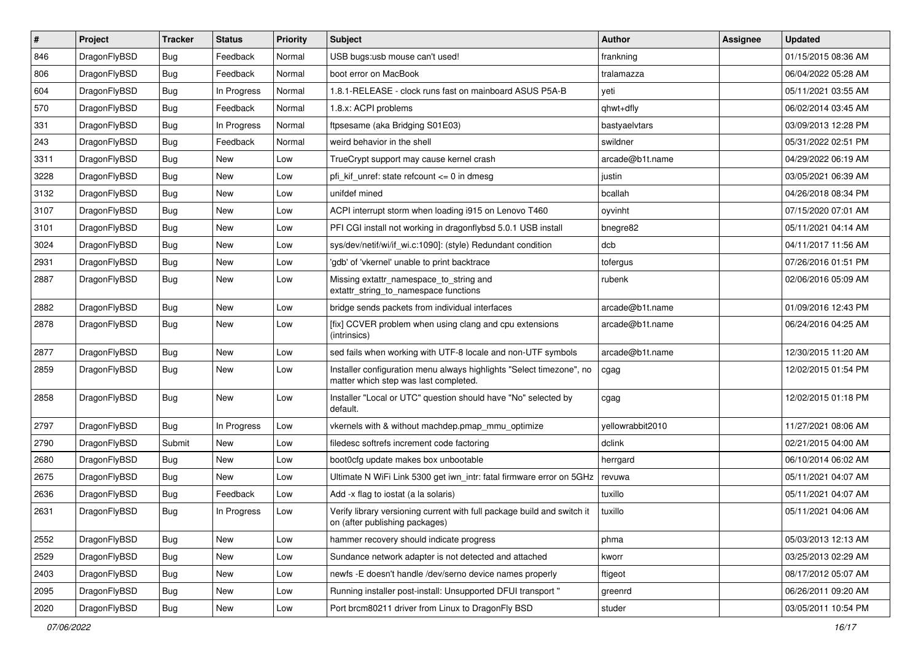| # | Project | Tracker | Status | Priority | Subject | Author | Assignee | Updated |
|---|---|---|---|---|---|---|---|---|
| 846 | DragonFlyBSD | Bug | Feedback | Normal | USB bugs:usb mouse can't used! | frankning | | 01/15/2015 08:36 AM |
| 806 | DragonFlyBSD | Bug | Feedback | Normal | boot error on MacBook | tralamazza | | 06/04/2022 05:28 AM |
| 604 | DragonFlyBSD | Bug | In Progress | Normal | 1.8.1-RELEASE - clock runs fast on mainboard ASUS P5A-B | yeti | | 05/11/2021 03:55 AM |
| 570 | DragonFlyBSD | Bug | Feedback | Normal | 1.8.x: ACPI problems | qhwt+dfly | | 06/02/2014 03:45 AM |
| 331 | DragonFlyBSD | Bug | In Progress | Normal | ftpsesame (aka Bridging S01E03) | bastyaelvtars | | 03/09/2013 12:28 PM |
| 243 | DragonFlyBSD | Bug | Feedback | Normal | weird behavior in the shell | swildner | | 05/31/2022 02:51 PM |
| 3311 | DragonFlyBSD | Bug | New | Low | TrueCrypt support may cause kernel crash | arcade@b1t.name | | 04/29/2022 06:19 AM |
| 3228 | DragonFlyBSD | Bug | New | Low | pfi_kif_unref: state refcount <= 0 in dmesg | justin | | 03/05/2021 06:39 AM |
| 3132 | DragonFlyBSD | Bug | New | Low | unifdef mined | bcallah | | 04/26/2018 08:34 PM |
| 3107 | DragonFlyBSD | Bug | New | Low | ACPI interrupt storm when loading i915 on Lenovo T460 | oyvinht | | 07/15/2020 07:01 AM |
| 3101 | DragonFlyBSD | Bug | New | Low | PFI CGI install not working in dragonflybsd 5.0.1 USB install | bnegre82 | | 05/11/2021 04:14 AM |
| 3024 | DragonFlyBSD | Bug | New | Low | sys/dev/netif/wi/if_wi.c:1090]: (style) Redundant condition | dcb | | 04/11/2017 11:56 AM |
| 2931 | DragonFlyBSD | Bug | New | Low | 'gdb' of 'vkernel' unable to print backtrace | tofergus | | 07/26/2016 01:51 PM |
| 2887 | DragonFlyBSD | Bug | New | Low | Missing extattr_namespace_to_string and extattr_string_to_namespace functions | rubenk | | 02/06/2016 05:09 AM |
| 2882 | DragonFlyBSD | Bug | New | Low | bridge sends packets from individual interfaces | arcade@b1t.name | | 01/09/2016 12:43 PM |
| 2878 | DragonFlyBSD | Bug | New | Low | [fix] CCVER problem when using clang and cpu extensions (intrinsics) | arcade@b1t.name | | 06/24/2016 04:25 AM |
| 2877 | DragonFlyBSD | Bug | New | Low | sed fails when working with UTF-8 locale and non-UTF symbols | arcade@b1t.name | | 12/30/2015 11:20 AM |
| 2859 | DragonFlyBSD | Bug | New | Low | Installer configuration menu always highlights "Select timezone", no matter which step was last completed. | cgag | | 12/02/2015 01:54 PM |
| 2858 | DragonFlyBSD | Bug | New | Low | Installer "Local or UTC" question should have "No" selected by default. | cgag | | 12/02/2015 01:18 PM |
| 2797 | DragonFlyBSD | Bug | In Progress | Low | vkernels with & without machdep.pmap_mmu_optimize | yellowrabbit2010 | | 11/27/2021 08:06 AM |
| 2790 | DragonFlyBSD | Submit | New | Low | filedesc softrefs increment code factoring | dclink | | 02/21/2015 04:00 AM |
| 2680 | DragonFlyBSD | Bug | New | Low | boot0cfg update makes box unbootable | herrgard | | 06/10/2014 06:02 AM |
| 2675 | DragonFlyBSD | Bug | New | Low | Ultimate N WiFi Link 5300 get iwn_intr: fatal firmware error on 5GHz | revuwa | | 05/11/2021 04:07 AM |
| 2636 | DragonFlyBSD | Bug | Feedback | Low | Add -x flag to iostat (a la solaris) | tuxillo | | 05/11/2021 04:07 AM |
| 2631 | DragonFlyBSD | Bug | In Progress | Low | Verify library versioning current with full package build and switch it on (after publishing packages) | tuxillo | | 05/11/2021 04:06 AM |
| 2552 | DragonFlyBSD | Bug | New | Low | hammer recovery should indicate progress | phma | | 05/03/2013 12:13 AM |
| 2529 | DragonFlyBSD | Bug | New | Low | Sundance network adapter is not detected and attached | kworr | | 03/25/2013 02:29 AM |
| 2403 | DragonFlyBSD | Bug | New | Low | newfs -E doesn't handle /dev/serno device names properly | ftigeot | | 08/17/2012 05:07 AM |
| 2095 | DragonFlyBSD | Bug | New | Low | Running installer post-install: Unsupported DFUI transport " | greenrd | | 06/26/2011 09:20 AM |
| 2020 | DragonFlyBSD | Bug | New | Low | Port brcm80211 driver from Linux to DragonFly BSD | studer | | 03/05/2011 10:54 PM |

*07/06/2022*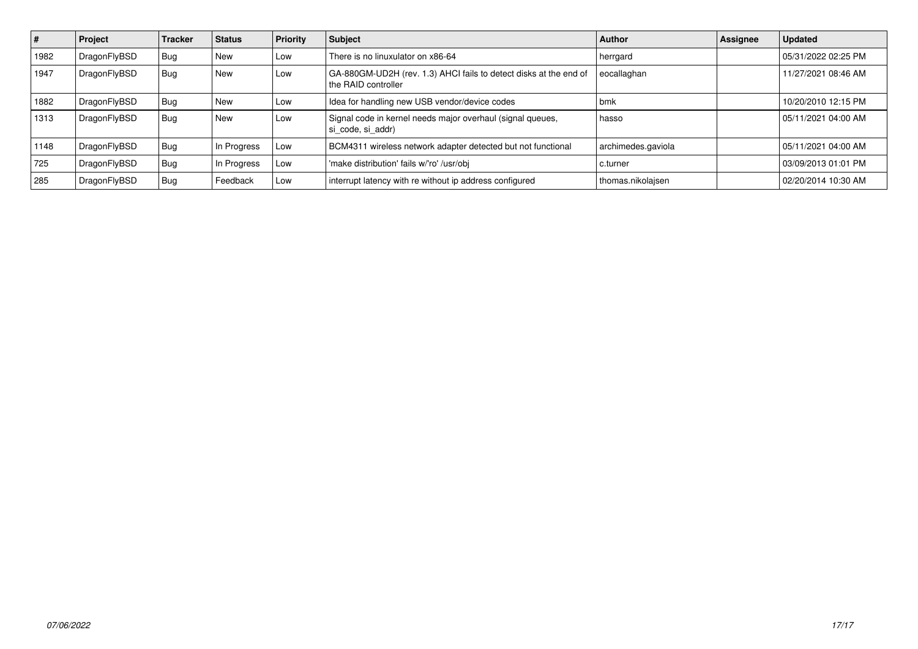| # | Project | Tracker | Status | Priority | Subject | Author | Assignee | Updated |
|---|---|---|---|---|---|---|---|---|
| 1982 | DragonFlyBSD | Bug | New | Low | There is no linuxulator on x86-64 | herrgard | | 05/31/2022 02:25 PM |
| 1947 | DragonFlyBSD | Bug | New | Low | GA-880GM-UD2H (rev. 1.3) AHCI fails to detect disks at the end of the RAID controller | eocallaghan | | 11/27/2021 08:46 AM |
| 1882 | DragonFlyBSD | Bug | New | Low | Idea for handling new USB vendor/device codes | bmk | | 10/20/2010 12:15 PM |
| 1313 | DragonFlyBSD | Bug | New | Low | Signal code in kernel needs major overhaul (signal queues, si_code, si_addr) | hasso | | 05/11/2021 04:00 AM |
| 1148 | DragonFlyBSD | Bug | In Progress | Low | BCM4311 wireless network adapter detected but not functional | archimedes.gaviola | | 05/11/2021 04:00 AM |
| 725 | DragonFlyBSD | Bug | In Progress | Low | 'make distribution' fails w/'ro' /usr/obj | c.turner | | 03/09/2013 01:01 PM |
| 285 | DragonFlyBSD | Bug | Feedback | Low | interrupt latency with re without ip address configured | thomas.nikolajsen | | 02/20/2014 10:30 AM |